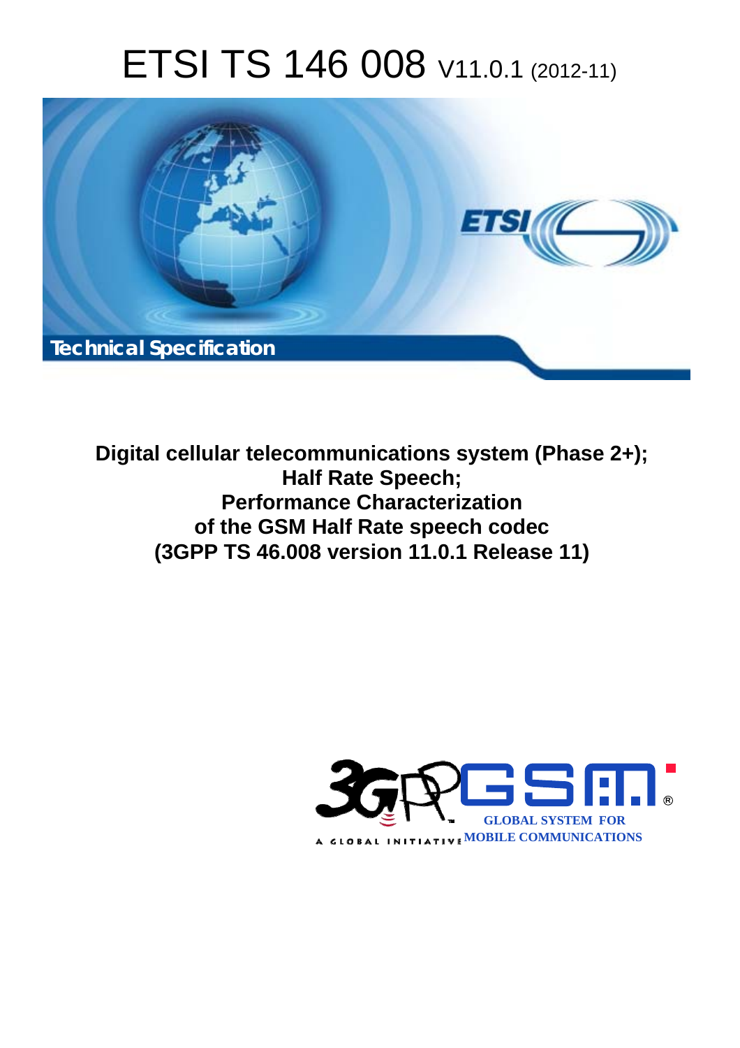# ETSI TS 146 008 V11.0.1 (2012-11)

Technical Specification

**Digital cellular telecommunications system (Phase 2+); Half Rate Speech; Performance Characterization of the GSM Half Rate speech codec (3GPP TS 46.008 version 11.0.1 Release 11)**

GLOBAL SYSTEM FOR MOBILE COMMUNICATIONS

A GLOBAL INITIATIVE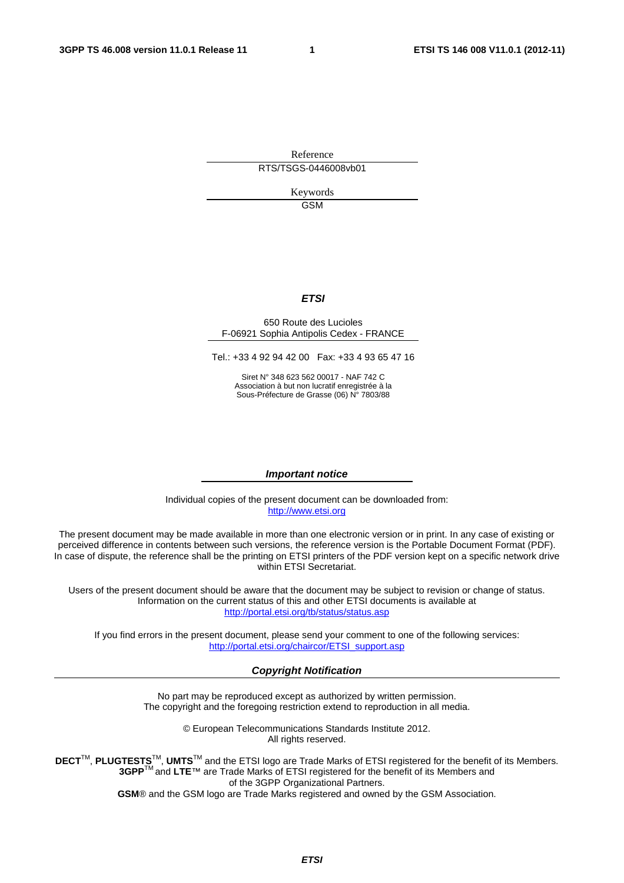Reference

RTS/TSGS-0446008vb01

Keywords

GSM

***ETSI***

650 Route des Lucioles
F-06921 Sophia Antipolis Cedex - FRANCE

Tel.: +33 4 92 94 42 00 Fax: +33 4 93 65 47 16

Siret N° 348 623 562 00017 - NAF 742 C
Association à but non lucratif enregistrée à la
Sous-Préfecture de Grasse (06) N° 7803/88

***Important notice***

Individual copies of the present document can be downloaded from:
http://www.etsi.org

The present document may be made available in more than one electronic version or in print. In any case of existing or perceived difference in contents between such versions, the reference version is the Portable Document Format (PDF). In case of dispute, the reference shall be the printing on ETSI printers of the PDF version kept on a specific network drive within ETSI Secretariat.

Users of the present document should be aware that the document may be subject to revision or change of status. Information on the current status of this and other ETSI documents is available at
http://portal.etsi.org/tb/status/status.asp

If you find errors in the present document, please send your comment to one of the following services:
http://portal.etsi.org/chaircor/ETSI_support.asp

***Copyright Notification***

No part may be reproduced except as authorized by written permission.
The copyright and the foregoing restriction extend to reproduction in all media.

© European Telecommunications Standards Institute 2012.
All rights reserved.

**DECT**™, **PLUGTESTS**™, **UMTS**™ and the ETSI logo are Trade Marks of ETSI registered for the benefit of its Members.
**3GPP**™ and **LTE**™ are Trade Marks of ETSI registered for the benefit of its Members and of the 3GPP Organizational Partners.
**GSM**® and the GSM logo are Trade Marks registered and owned by the GSM Association.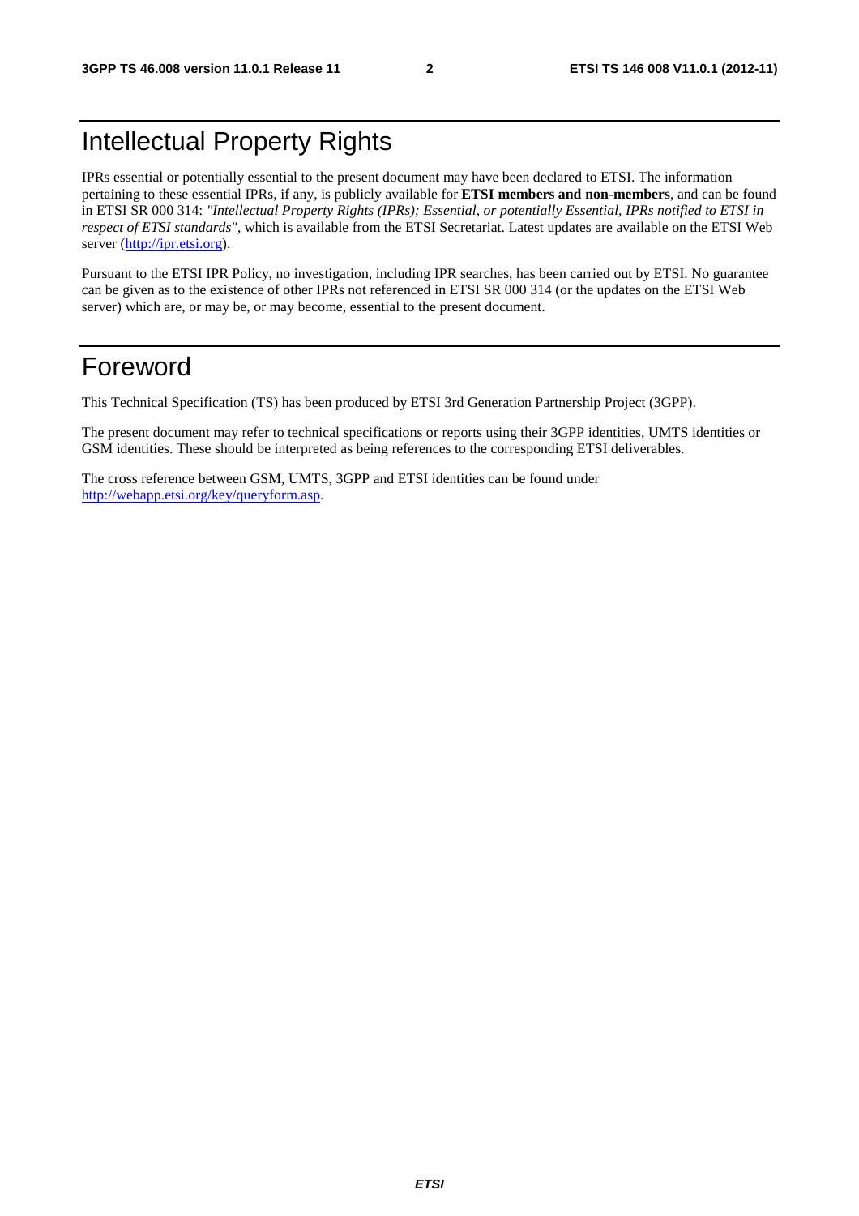# Intellectual Property Rights

IPRs essential or potentially essential to the present document may have been declared to ETSI. The information pertaining to these essential IPRs, if any, is publicly available for **ETSI members and non-members**, and can be found in ETSI SR 000 314: *"Intellectual Property Rights (IPRs); Essential, or potentially Essential, IPRs notified to ETSI in respect of ETSI standards"*, which is available from the ETSI Secretariat. Latest updates are available on the ETSI Web server (http://ipr.etsi.org).

Pursuant to the ETSI IPR Policy, no investigation, including IPR searches, has been carried out by ETSI. No guarantee can be given as to the existence of other IPRs not referenced in ETSI SR 000 314 (or the updates on the ETSI Web server) which are, or may be, or may become, essential to the present document.

# Foreword

This Technical Specification (TS) has been produced by ETSI 3rd Generation Partnership Project (3GPP).

The present document may refer to technical specifications or reports using their 3GPP identities, UMTS identities or GSM identities. These should be interpreted as being references to the corresponding ETSI deliverables.

The cross reference between GSM, UMTS, 3GPP and ETSI identities can be found under http://webapp.etsi.org/key/queryform.asp.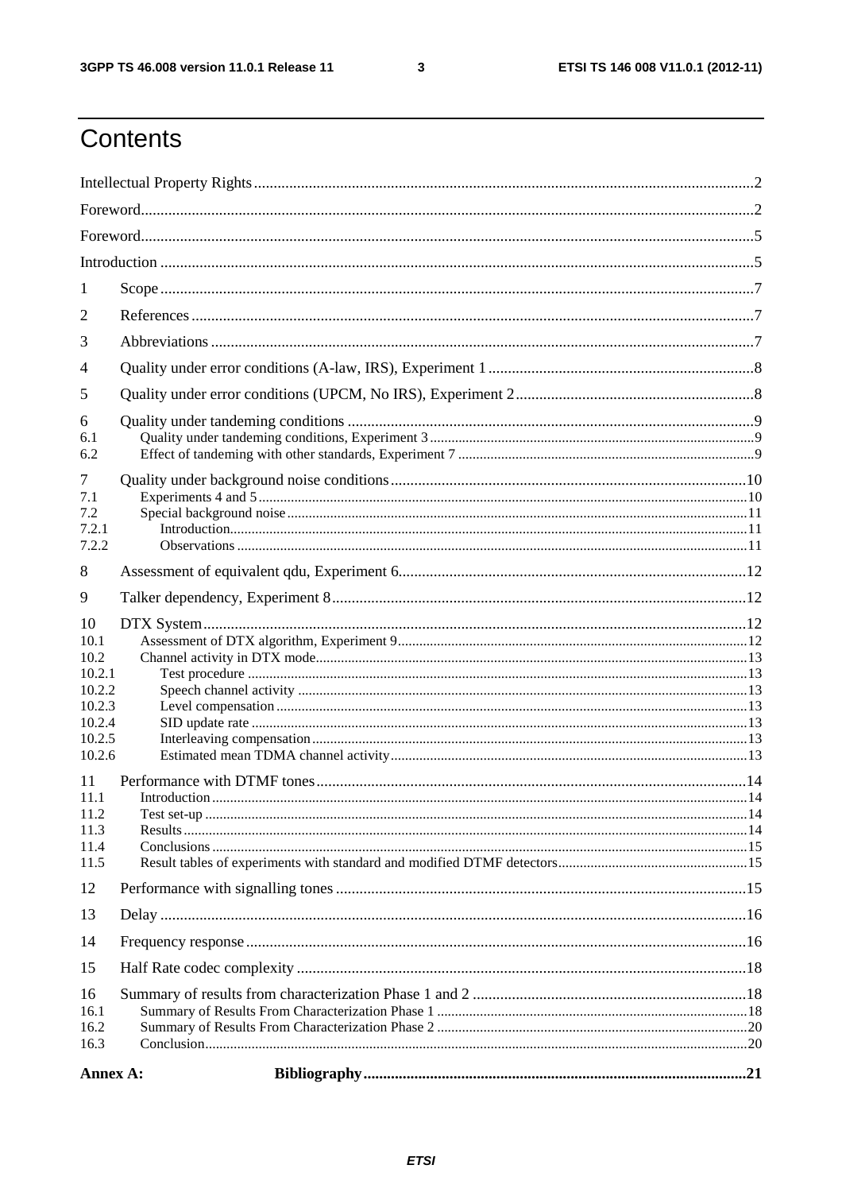# Contents

Intellectual Property Rights ..... 2

Foreword ..... 2

Foreword ..... 5

Introduction ..... 5

1 Scope ..... 7

2 References ..... 7

3 Abbreviations ..... 7

4 Quality under error conditions (A-law, IRS), Experiment 1 ..... 8

5 Quality under error conditions (UPCM, No IRS), Experiment 2 ..... 8

6 Quality under tandeming conditions ..... 9

6.1 Quality under tandeming conditions, Experiment 3 ..... 9

6.2 Effect of tandeming with other standards, Experiment 7 ..... 9

7 Quality under background noise conditions ..... 10

7.1 Experiments 4 and 5 ..... 10

7.2 Special background noise ..... 11

7.2.1 Introduction ..... 11

7.2.2 Observations ..... 11

8 Assessment of equivalent qdu, Experiment 6 ..... 12

9 Talker dependency, Experiment 8 ..... 12

10 DTX System ..... 12

10.1 Assessment of DTX algorithm, Experiment 9 ..... 12

10.2 Channel activity in DTX mode ..... 13

10.2.1 Test procedure ..... 13

10.2.2 Speech channel activity ..... 13

10.2.3 Level compensation ..... 13

10.2.4 SID update rate ..... 13

10.2.5 Interleaving compensation ..... 13

10.2.6 Estimated mean TDMA channel activity ..... 13

11 Performance with DTMF tones ..... 14

11.1 Introduction ..... 14

11.2 Test set-up ..... 14

11.3 Results ..... 14

11.4 Conclusions ..... 15

11.5 Result tables of experiments with standard and modified DTMF detectors ..... 15

12 Performance with signalling tones ..... 15

13 Delay ..... 16

14 Frequency response ..... 16

15 Half Rate codec complexity ..... 18

16 Summary of results from characterization Phase 1 and 2 ..... 18

16.1 Summary of Results From Characterization Phase 1 ..... 18

16.2 Summary of Results From Characterization Phase 2 ..... 20

16.3 Conclusion ..... 20

**Annex A: Bibliography ..... 21**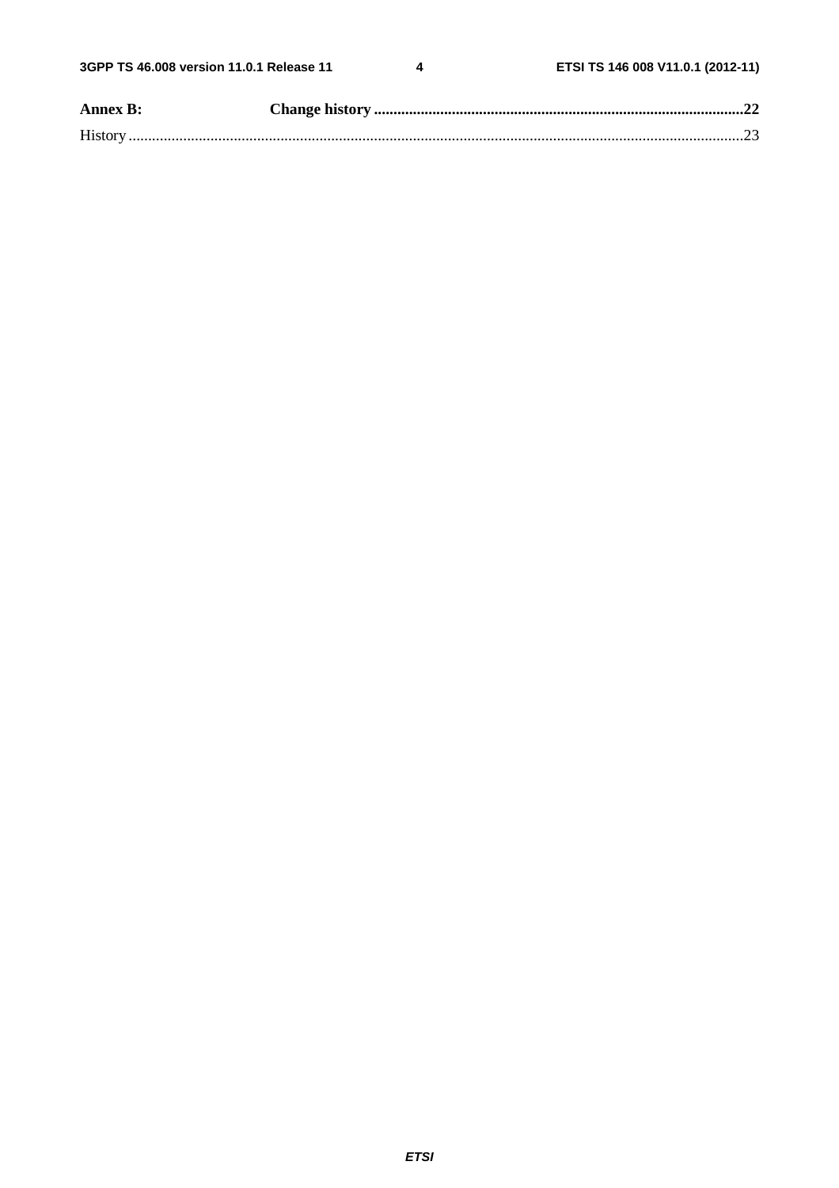**Annex B: Change history** .....22

History .....23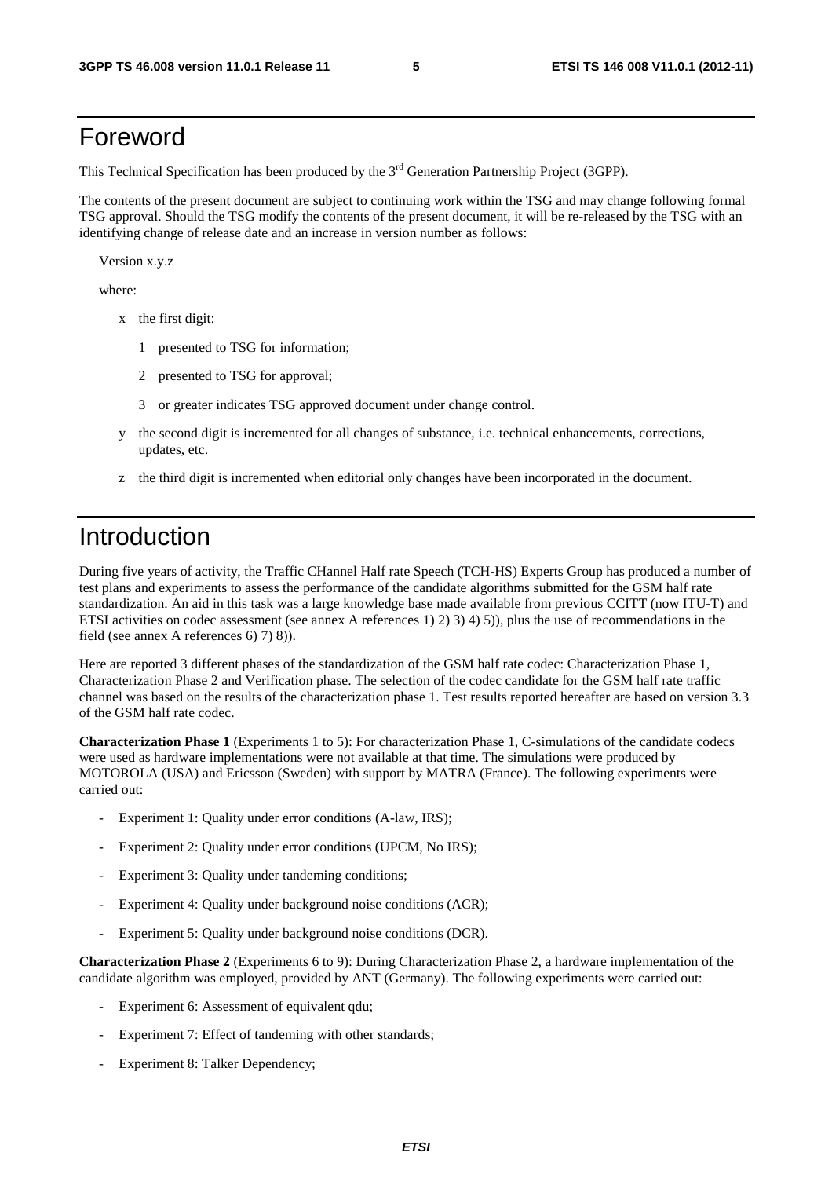# Foreword

This Technical Specification has been produced by the 3rd Generation Partnership Project (3GPP).

The contents of the present document are subject to continuing work within the TSG and may change following formal TSG approval. Should the TSG modify the contents of the present document, it will be re-released by the TSG with an identifying change of release date and an increase in version number as follows:

Version x.y.z

where:

- x the first digit:
  - 1 presented to TSG for information;
  - 2 presented to TSG for approval;
  - 3 or greater indicates TSG approved document under change control.
- y the second digit is incremented for all changes of substance, i.e. technical enhancements, corrections, updates, etc.
- z the third digit is incremented when editorial only changes have been incorporated in the document.

# Introduction

During five years of activity, the Traffic CHannel Half rate Speech (TCH-HS) Experts Group has produced a number of test plans and experiments to assess the performance of the candidate algorithms submitted for the GSM half rate standardization. An aid in this task was a large knowledge base made available from previous CCITT (now ITU-T) and ETSI activities on codec assessment (see annex A references 1) 2) 3) 4) 5)), plus the use of recommendations in the field (see annex A references 6) 7) 8)).

Here are reported 3 different phases of the standardization of the GSM half rate codec: Characterization Phase 1, Characterization Phase 2 and Verification phase. The selection of the codec candidate for the GSM half rate traffic channel was based on the results of the characterization phase 1. Test results reported hereafter are based on version 3.3 of the GSM half rate codec.

**Characterization Phase 1** (Experiments 1 to 5): For characterization Phase 1, C-simulations of the candidate codecs were used as hardware implementations were not available at that time. The simulations were produced by MOTOROLA (USA) and Ericsson (Sweden) with support by MATRA (France). The following experiments were carried out:

- Experiment 1: Quality under error conditions (A-law, IRS);
- Experiment 2: Quality under error conditions (UPCM, No IRS);
- Experiment 3: Quality under tandeming conditions;
- Experiment 4: Quality under background noise conditions (ACR);
- Experiment 5: Quality under background noise conditions (DCR).

**Characterization Phase 2** (Experiments 6 to 9): During Characterization Phase 2, a hardware implementation of the candidate algorithm was employed, provided by ANT (Germany). The following experiments were carried out:

- Experiment 6: Assessment of equivalent qdu;
- Experiment 7: Effect of tandeming with other standards;
- Experiment 8: Talker Dependency;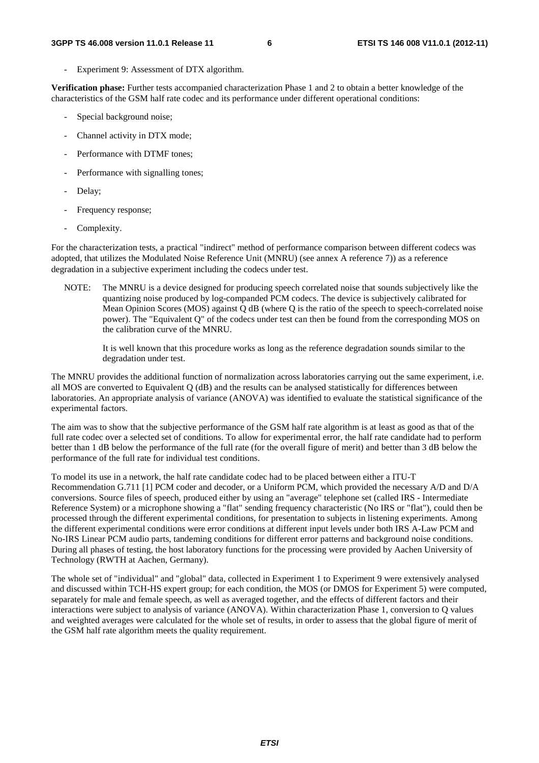- Experiment 9: Assessment of DTX algorithm.

**Verification phase:** Further tests accompanied characterization Phase 1 and 2 to obtain a better knowledge of the characteristics of the GSM half rate codec and its performance under different operational conditions:

- Special background noise;
- Channel activity in DTX mode;
- Performance with DTMF tones;
- Performance with signalling tones;
- Delay;
- Frequency response;
- Complexity.

For the characterization tests, a practical "indirect" method of performance comparison between different codecs was adopted, that utilizes the Modulated Noise Reference Unit (MNRU) (see annex A reference 7)) as a reference degradation in a subjective experiment including the codecs under test.

NOTE: The MNRU is a device designed for producing speech correlated noise that sounds subjectively like the quantizing noise produced by log-companded PCM codecs. The device is subjectively calibrated for Mean Opinion Scores (MOS) against Q dB (where Q is the ratio of the speech to speech-correlated noise power). The "Equivalent Q" of the codecs under test can then be found from the corresponding MOS on the calibration curve of the MNRU.

It is well known that this procedure works as long as the reference degradation sounds similar to the degradation under test.

The MNRU provides the additional function of normalization across laboratories carrying out the same experiment, i.e. all MOS are converted to Equivalent Q (dB) and the results can be analysed statistically for differences between laboratories. An appropriate analysis of variance (ANOVA) was identified to evaluate the statistical significance of the experimental factors.

The aim was to show that the subjective performance of the GSM half rate algorithm is at least as good as that of the full rate codec over a selected set of conditions. To allow for experimental error, the half rate candidate had to perform better than 1 dB below the performance of the full rate (for the overall figure of merit) and better than 3 dB below the performance of the full rate for individual test conditions.

To model its use in a network, the half rate candidate codec had to be placed between either a ITU-T Recommendation G.711 [1] PCM coder and decoder, or a Uniform PCM, which provided the necessary A/D and D/A conversions. Source files of speech, produced either by using an "average" telephone set (called IRS - Intermediate Reference System) or a microphone showing a "flat" sending frequency characteristic (No IRS or "flat"), could then be processed through the different experimental conditions, for presentation to subjects in listening experiments. Among the different experimental conditions were error conditions at different input levels under both IRS A-Law PCM and No-IRS Linear PCM audio parts, tandeming conditions for different error patterns and background noise conditions. During all phases of testing, the host laboratory functions for the processing were provided by Aachen University of Technology (RWTH at Aachen, Germany).

The whole set of "individual" and "global" data, collected in Experiment 1 to Experiment 9 were extensively analysed and discussed within TCH-HS expert group; for each condition, the MOS (or DMOS for Experiment 5) were computed, separately for male and female speech, as well as averaged together, and the effects of different factors and their interactions were subject to analysis of variance (ANOVA). Within characterization Phase 1, conversion to Q values and weighted averages were calculated for the whole set of results, in order to assess that the global figure of merit of the GSM half rate algorithm meets the quality requirement.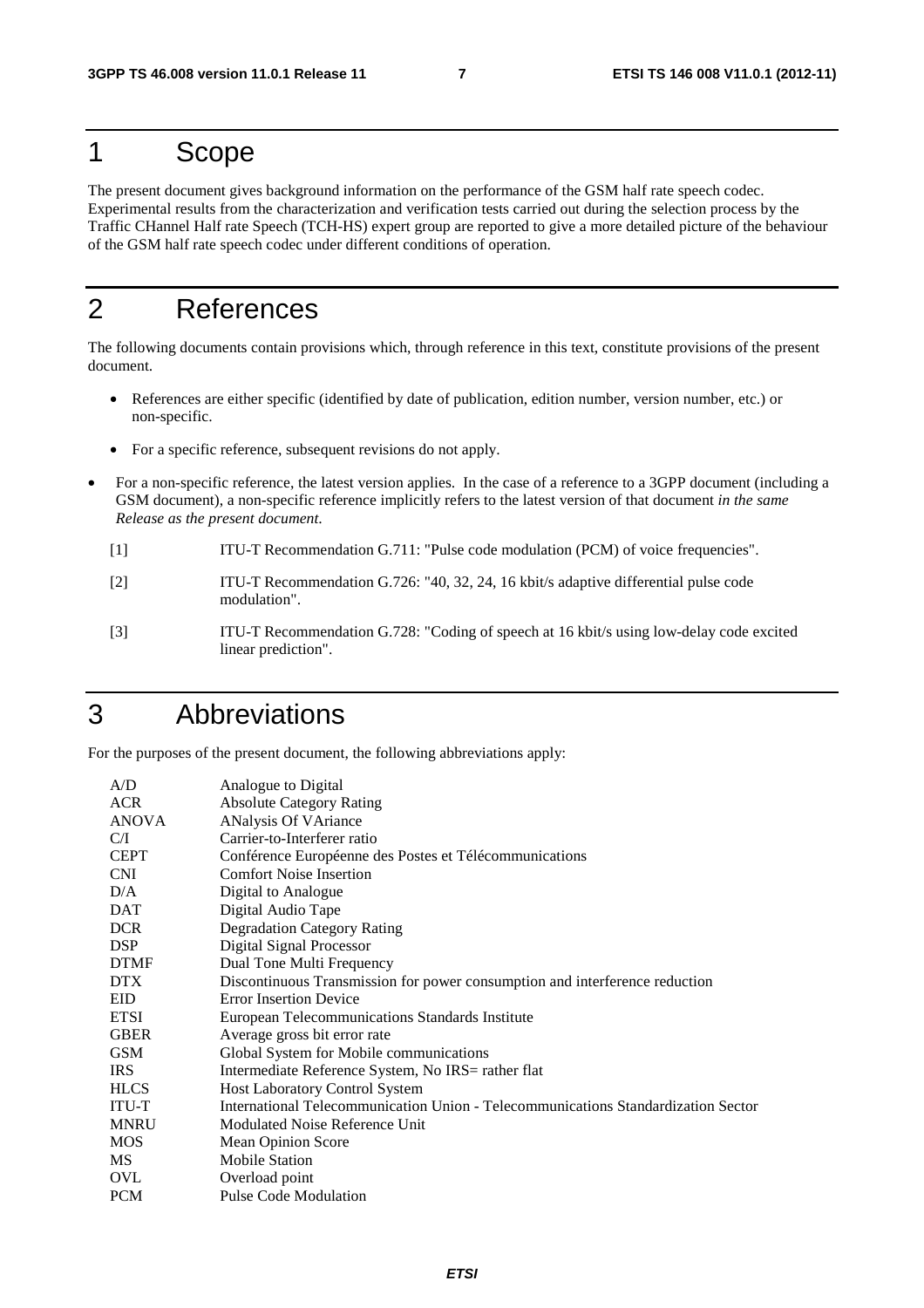# 1 Scope

The present document gives background information on the performance of the GSM half rate speech codec. Experimental results from the characterization and verification tests carried out during the selection process by the Traffic CHannel Half rate Speech (TCH-HS) expert group are reported to give a more detailed picture of the behaviour of the GSM half rate speech codec under different conditions of operation.

# 2 References

The following documents contain provisions which, through reference in this text, constitute provisions of the present document.

- References are either specific (identified by date of publication, edition number, version number, etc.) or non-specific.
- For a specific reference, subsequent revisions do not apply.
- For a non-specific reference, the latest version applies. In the case of a reference to a 3GPP document (including a GSM document), a non-specific reference implicitly refers to the latest version of that document *in the same Release as the present document*.

[1] ITU-T Recommendation G.711: "Pulse code modulation (PCM) of voice frequencies".

[2] ITU-T Recommendation G.726: "40, 32, 24, 16 kbit/s adaptive differential pulse code modulation".

[3] ITU-T Recommendation G.728: "Coding of speech at 16 kbit/s using low-delay code excited linear prediction".

# 3 Abbreviations

For the purposes of the present document, the following abbreviations apply:

| | |
|---|---|
| A/D | Analogue to Digital |
| ACR | Absolute Category Rating |
| ANOVA | ANalysis Of VAriance |
| C/I | Carrier-to-Interferer ratio |
| CEPT | Conférence Européenne des Postes et Télécommunications |
| CNI | Comfort Noise Insertion |
| D/A | Digital to Analogue |
| DAT | Digital Audio Tape |
| DCR | Degradation Category Rating |
| DSP | Digital Signal Processor |
| DTMF | Dual Tone Multi Frequency |
| DTX | Discontinuous Transmission for power consumption and interference reduction |
| EID | Error Insertion Device |
| ETSI | European Telecommunications Standards Institute |
| GBER | Average gross bit error rate |
| GSM | Global System for Mobile communications |
| IRS | Intermediate Reference System, No IRS= rather flat |
| HLCS | Host Laboratory Control System |
| ITU-T | International Telecommunication Union - Telecommunications Standardization Sector |
| MNRU | Modulated Noise Reference Unit |
| MOS | Mean Opinion Score |
| MS | Mobile Station |
| OVL | Overload point |
| PCM | Pulse Code Modulation |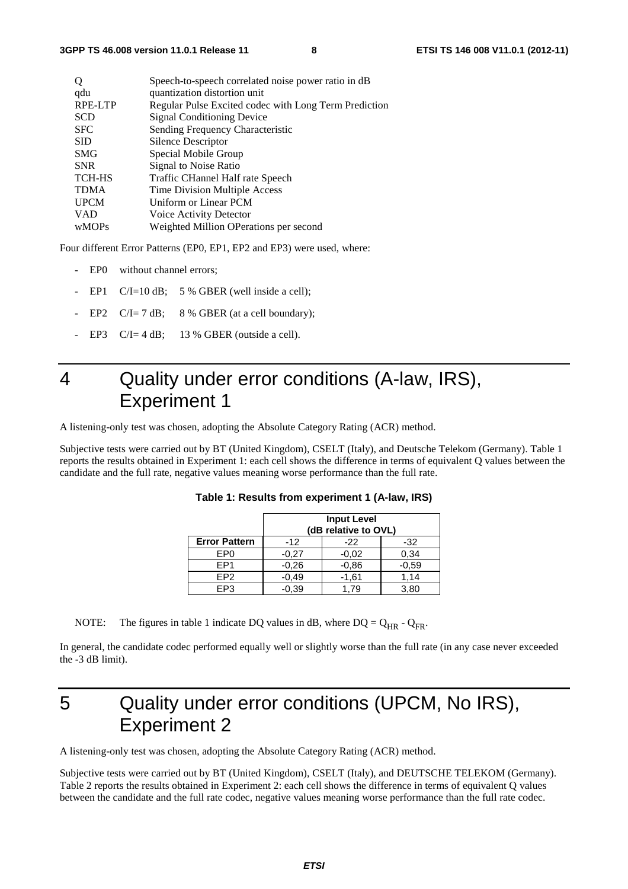| | |
|---|---|
| Q | Speech-to-speech correlated noise power ratio in dB |
| qdu | quantization distortion unit |
| RPE-LTP | Regular Pulse Excited codec with Long Term Prediction |
| SCD | Signal Conditioning Device |
| SFC | Sending Frequency Characteristic |
| SID | Silence Descriptor |
| SMG | Special Mobile Group |
| SNR | Signal to Noise Ratio |
| TCH-HS | Traffic CHannel Half rate Speech |
| TDMA | Time Division Multiple Access |
| UPCM | Uniform or Linear PCM |
| VAD | Voice Activity Detector |
| wMOPs | Weighted Million OPerations per second |

Four different Error Patterns (EP0, EP1, EP2 and EP3) were used, where:

- EP0 without channel errors;
- EP1 C/I=10 dB; 5 % GBER (well inside a cell);
- EP2 C/I= 7 dB; 8 % GBER (at a cell boundary);
- EP3 C/I= 4 dB; 13 % GBER (outside a cell).

# 4 Quality under error conditions (A-law, IRS), Experiment 1

A listening-only test was chosen, adopting the Absolute Category Rating (ACR) method.

Subjective tests were carried out by BT (United Kingdom), CSELT (Italy), and Deutsche Telekom (Germany). Table 1 reports the results obtained in Experiment 1: each cell shows the difference in terms of equivalent Q values between the candidate and the full rate, negative values meaning worse performance than the full rate.

**Table 1: Results from experiment 1 (A-law, IRS)**

| | **Input Level (dB relative to OVL)** | | |
|---|---|---|---|
| **Error Pattern** | -12 | -22 | -32 |
| EP0 | -0,27 | -0,02 | 0,34 |
| EP1 | -0,26 | -0,86 | -0,59 |
| EP2 | -0,49 | -1,61 | 1,14 |
| EP3 | -0,39 | 1,79 | 3,80 |

NOTE: The figures in table 1 indicate DQ values in dB, where $DQ = Q_{HR} - Q_{FR}$.

In general, the candidate codec performed equally well or slightly worse than the full rate (in any case never exceeded the -3 dB limit).

# 5 Quality under error conditions (UPCM, No IRS), Experiment 2

A listening-only test was chosen, adopting the Absolute Category Rating (ACR) method.

Subjective tests were carried out by BT (United Kingdom), CSELT (Italy), and DEUTSCHE TELEKOM (Germany). Table 2 reports the results obtained in Experiment 2: each cell shows the difference in terms of equivalent Q values between the candidate and the full rate codec, negative values meaning worse performance than the full rate codec.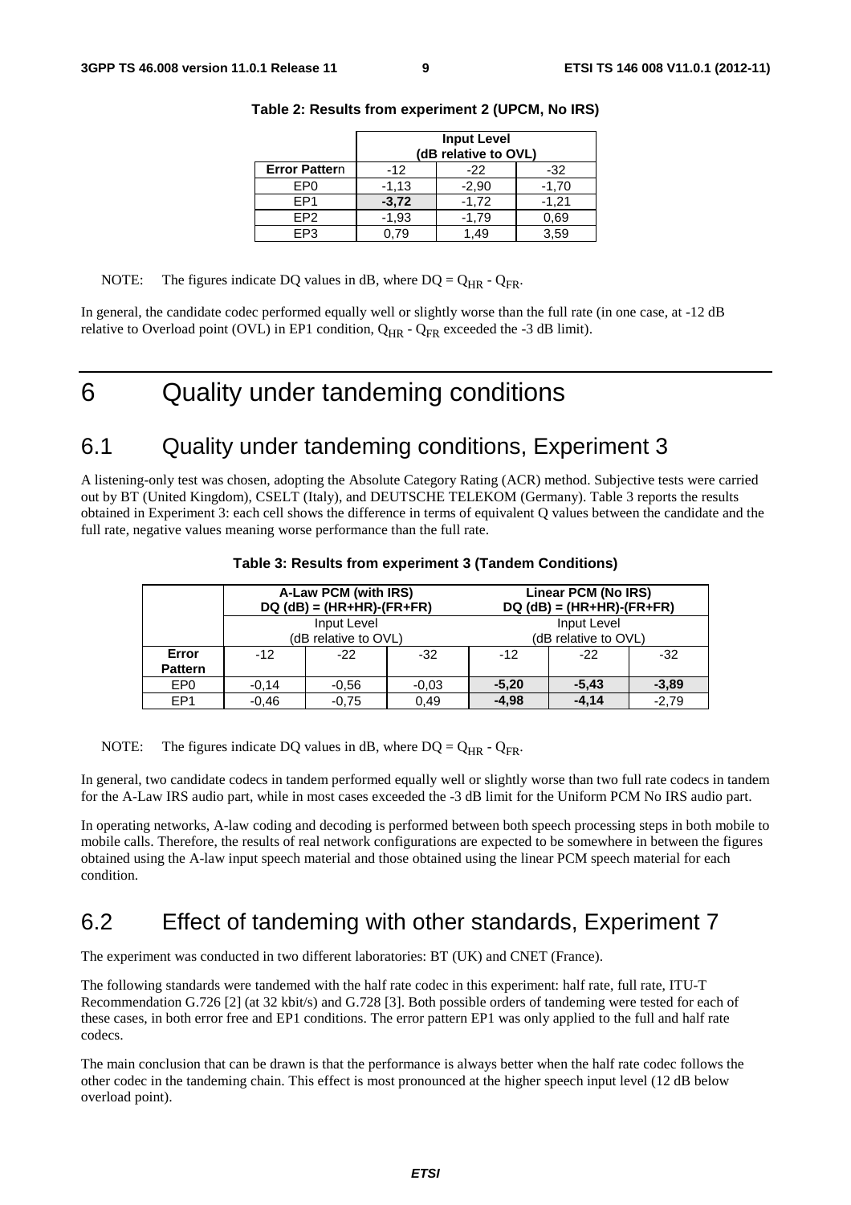**Table 2: Results from experiment 2 (UPCM, No IRS)**

| | Input Level (dB relative to OVL) | | |
|---|---|---|---|
| **Error Pattern** | -12 | -22 | -32 |
| EP0 | -1,13 | -2,90 | -1,70 |
| EP1 | **-3,72** | -1,72 | -1,21 |
| EP2 | -1,93 | -1,79 | 0,69 |
| EP3 | 0,79 | 1,49 | 3,59 |

NOTE: The figures indicate DQ values in dB, where $DQ = Q_{HR} - Q_{FR}$.

In general, the candidate codec performed equally well or slightly worse than the full rate (in one case, at -12 dB relative to Overload point (OVL) in EP1 condition, $Q_{HR} - Q_{FR}$ exceeded the -3 dB limit).

# 6 Quality under tandeming conditions

## 6.1 Quality under tandeming conditions, Experiment 3

A listening-only test was chosen, adopting the Absolute Category Rating (ACR) method. Subjective tests were carried out by BT (United Kingdom), CSELT (Italy), and DEUTSCHE TELEKOM (Germany). Table 3 reports the results obtained in Experiment 3: each cell shows the difference in terms of equivalent Q values between the candidate and the full rate, negative values meaning worse performance than the full rate.

**Table 3: Results from experiment 3 (Tandem Conditions)**

| | A-Law PCM (with IRS) DQ (dB) = (HR+HR)-(FR+FR) | | | Linear PCM (No IRS) DQ (dB) = (HR+HR)-(FR+FR) | | |
|---|---|---|---|---|---|---|
| | Input Level (dB relative to OVL) | | | Input Level (dB relative to OVL) | | |
| **Error Pattern** | -12 | -22 | -32 | -12 | -22 | -32 |
| EP0 | -0,14 | -0,56 | -0,03 | **-5,20** | **-5,43** | **-3,89** |
| EP1 | -0,46 | -0,75 | 0,49 | **-4,98** | **-4,14** | -2,79 |

NOTE: The figures indicate DQ values in dB, where $DQ = Q_{HR} - Q_{FR}$.

In general, two candidate codecs in tandem performed equally well or slightly worse than two full rate codecs in tandem for the A-Law IRS audio part, while in most cases exceeded the -3 dB limit for the Uniform PCM No IRS audio part.

In operating networks, A-law coding and decoding is performed between both speech processing steps in both mobile to mobile calls. Therefore, the results of real network configurations are expected to be somewhere in between the figures obtained using the A-law input speech material and those obtained using the linear PCM speech material for each condition.

## 6.2 Effect of tandeming with other standards, Experiment 7

The experiment was conducted in two different laboratories: BT (UK) and CNET (France).

The following standards were tandemed with the half rate codec in this experiment: half rate, full rate, ITU-T Recommendation G.726 [2] (at 32 kbit/s) and G.728 [3]. Both possible orders of tandeming were tested for each of these cases, in both error free and EP1 conditions. The error pattern EP1 was only applied to the full and half rate codecs.

The main conclusion that can be drawn is that the performance is always better when the half rate codec follows the other codec in the tandeming chain. This effect is most pronounced at the higher speech input level (12 dB below overload point).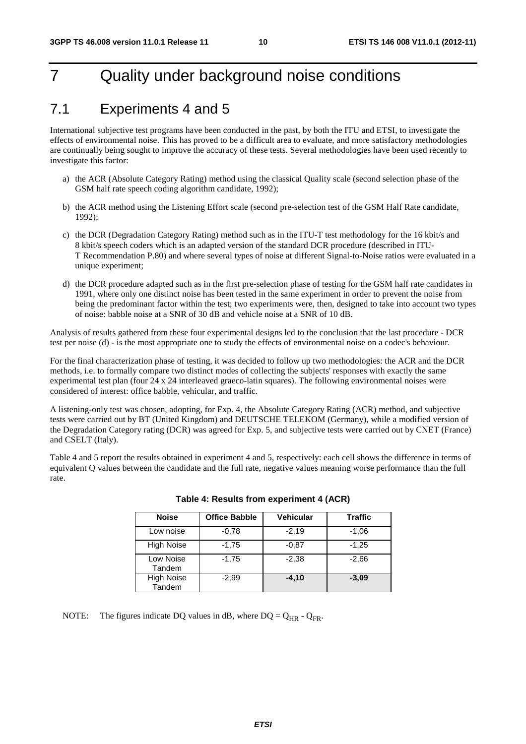# 7 Quality under background noise conditions

## 7.1 Experiments 4 and 5

International subjective test programs have been conducted in the past, by both the ITU and ETSI, to investigate the effects of environmental noise. This has proved to be a difficult area to evaluate, and more satisfactory methodologies are continually being sought to improve the accuracy of these tests. Several methodologies have been used recently to investigate this factor:

a) the ACR (Absolute Category Rating) method using the classical Quality scale (second selection phase of the GSM half rate speech coding algorithm candidate, 1992);

b) the ACR method using the Listening Effort scale (second pre-selection test of the GSM Half Rate candidate, 1992);

c) the DCR (Degradation Category Rating) method such as in the ITU-T test methodology for the 16 kbit/s and 8 kbit/s speech coders which is an adapted version of the standard DCR procedure (described in ITU-T Recommendation P.80) and where several types of noise at different Signal-to-Noise ratios were evaluated in a unique experiment;

d) the DCR procedure adapted such as in the first pre-selection phase of testing for the GSM half rate candidates in 1991, where only one distinct noise has been tested in the same experiment in order to prevent the noise from being the predominant factor within the test; two experiments were, then, designed to take into account two types of noise: babble noise at a SNR of 30 dB and vehicle noise at a SNR of 10 dB.

Analysis of results gathered from these four experimental designs led to the conclusion that the last procedure - DCR test per noise (d) - is the most appropriate one to study the effects of environmental noise on a codec's behaviour.

For the final characterization phase of testing, it was decided to follow up two methodologies: the ACR and the DCR methods, i.e. to formally compare two distinct modes of collecting the subjects' responses with exactly the same experimental test plan (four 24 x 24 interleaved graeco-latin squares). The following environmental noises were considered of interest: office babble, vehicular, and traffic.

A listening-only test was chosen, adopting, for Exp. 4, the Absolute Category Rating (ACR) method, and subjective tests were carried out by BT (United Kingdom) and DEUTSCHE TELEKOM (Germany), while a modified version of the Degradation Category rating (DCR) was agreed for Exp. 5, and subjective tests were carried out by CNET (France) and CSELT (Italy).

Table 4 and 5 report the results obtained in experiment 4 and 5, respectively: each cell shows the difference in terms of equivalent Q values between the candidate and the full rate, negative values meaning worse performance than the full rate.

**Table 4: Results from experiment 4 (ACR)**

| Noise | Office Babble | Vehicular | Traffic |
|---|---|---|---|
| Low noise | -0,78 | -2,19 | -1,06 |
| High Noise | -1,75 | -0,87 | -1,25 |
| Low Noise Tandem | -1,75 | -2,38 | -2,66 |
| High Noise Tandem | -2,99 | **-4,10** | **-3,09** |

NOTE: The figures indicate DQ values in dB, where $DQ = Q_{HR} - Q_{FR}$.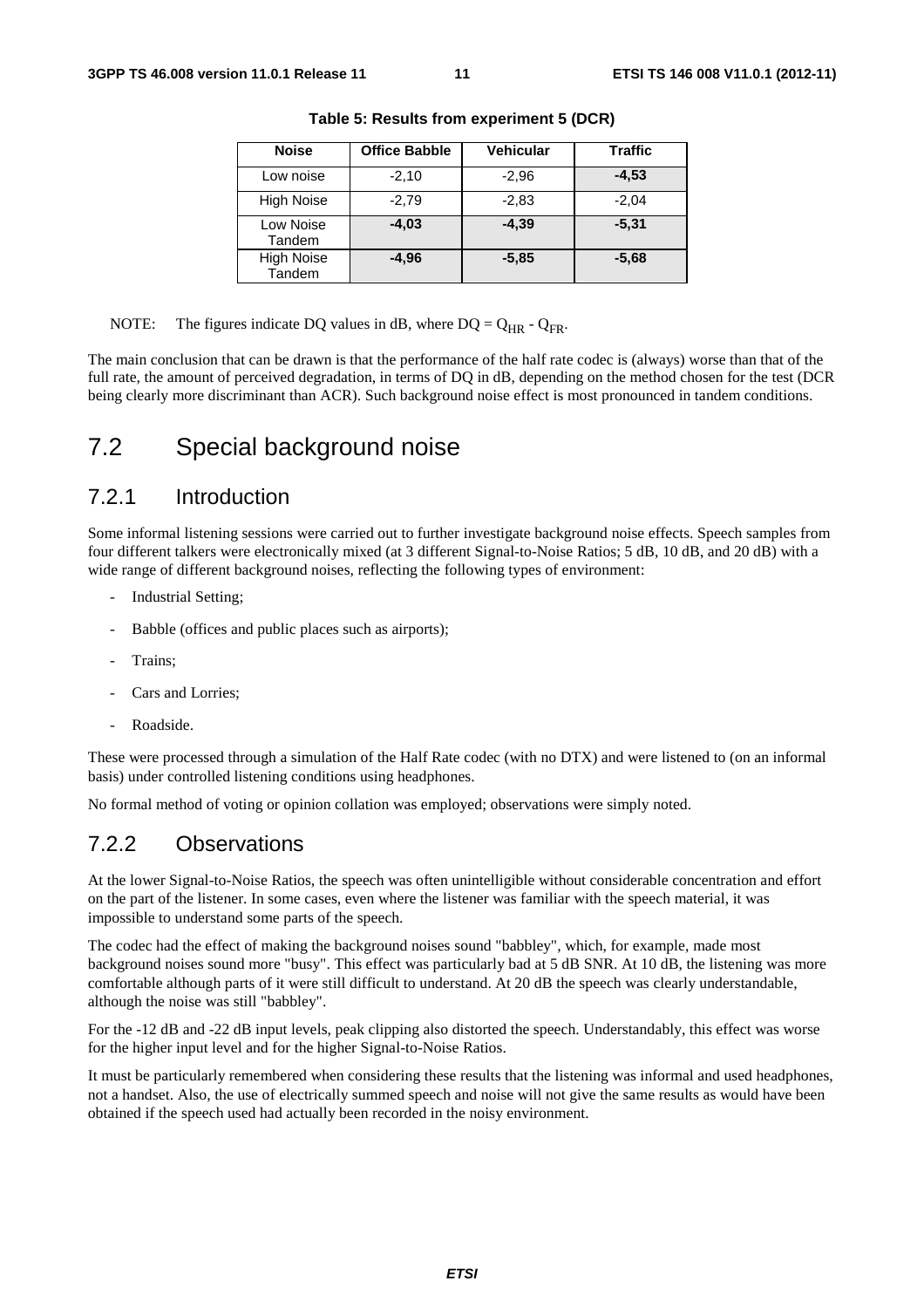**Table 5: Results from experiment 5 (DCR)**

| Noise | Office Babble | Vehicular | Traffic |
|---|---|---|---|
| Low noise | -2,10 | -2,96 | **-4,53** |
| High Noise | -2,79 | -2,83 | -2,04 |
| Low Noise Tandem | **-4,03** | **-4,39** | **-5,31** |
| High Noise Tandem | **-4,96** | **-5,85** | **-5,68** |

NOTE: The figures indicate DQ values in dB, where $DQ = Q_{HR} - Q_{FR}$.

The main conclusion that can be drawn is that the performance of the half rate codec is (always) worse than that of the full rate, the amount of perceived degradation, in terms of DQ in dB, depending on the method chosen for the test (DCR being clearly more discriminant than ACR). Such background noise effect is most pronounced in tandem conditions.

# 7.2 Special background noise

## 7.2.1 Introduction

Some informal listening sessions were carried out to further investigate background noise effects. Speech samples from four different talkers were electronically mixed (at 3 different Signal-to-Noise Ratios; 5 dB, 10 dB, and 20 dB) with a wide range of different background noises, reflecting the following types of environment:

- Industrial Setting;
- Babble (offices and public places such as airports);
- Trains;
- Cars and Lorries;
- Roadside.

These were processed through a simulation of the Half Rate codec (with no DTX) and were listened to (on an informal basis) under controlled listening conditions using headphones.

No formal method of voting or opinion collation was employed; observations were simply noted.

## 7.2.2 Observations

At the lower Signal-to-Noise Ratios, the speech was often unintelligible without considerable concentration and effort on the part of the listener. In some cases, even where the listener was familiar with the speech material, it was impossible to understand some parts of the speech.

The codec had the effect of making the background noises sound "babbley", which, for example, made most background noises sound more "busy". This effect was particularly bad at 5 dB SNR. At 10 dB, the listening was more comfortable although parts of it were still difficult to understand. At 20 dB the speech was clearly understandable, although the noise was still "babbley".

For the -12 dB and -22 dB input levels, peak clipping also distorted the speech. Understandably, this effect was worse for the higher input level and for the higher Signal-to-Noise Ratios.

It must be particularly remembered when considering these results that the listening was informal and used headphones, not a handset. Also, the use of electrically summed speech and noise will not give the same results as would have been obtained if the speech used had actually been recorded in the noisy environment.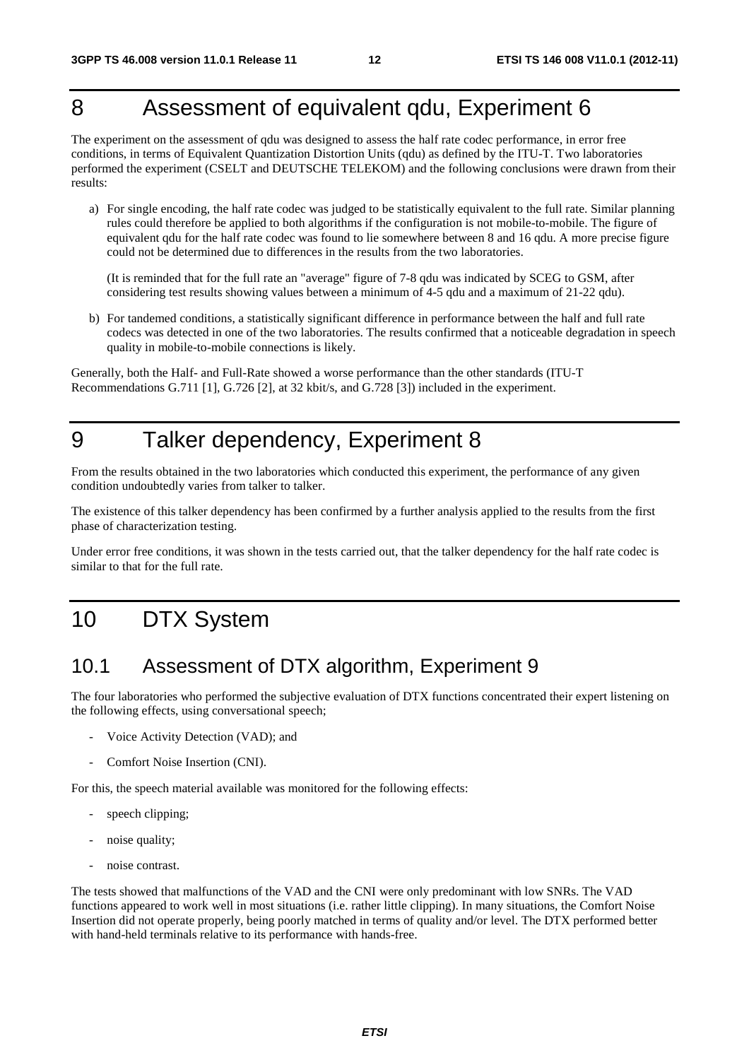# 8 Assessment of equivalent qdu, Experiment 6

The experiment on the assessment of qdu was designed to assess the half rate codec performance, in error free conditions, in terms of Equivalent Quantization Distortion Units (qdu) as defined by the ITU-T. Two laboratories performed the experiment (CSELT and DEUTSCHE TELEKOM) and the following conclusions were drawn from their results:

a) For single encoding, the half rate codec was judged to be statistically equivalent to the full rate. Similar planning rules could therefore be applied to both algorithms if the configuration is not mobile-to-mobile. The figure of equivalent qdu for the half rate codec was found to lie somewhere between 8 and 16 qdu. A more precise figure could not be determined due to differences in the results from the two laboratories.

   (It is reminded that for the full rate an "average" figure of 7-8 qdu was indicated by SCEG to GSM, after considering test results showing values between a minimum of 4-5 qdu and a maximum of 21-22 qdu).

b) For tandemed conditions, a statistically significant difference in performance between the half and full rate codecs was detected in one of the two laboratories. The results confirmed that a noticeable degradation in speech quality in mobile-to-mobile connections is likely.

Generally, both the Half- and Full-Rate showed a worse performance than the other standards (ITU-T Recommendations G.711 [1], G.726 [2], at 32 kbit/s, and G.728 [3]) included in the experiment.

# 9 Talker dependency, Experiment 8

From the results obtained in the two laboratories which conducted this experiment, the performance of any given condition undoubtedly varies from talker to talker.

The existence of this talker dependency has been confirmed by a further analysis applied to the results from the first phase of characterization testing.

Under error free conditions, it was shown in the tests carried out, that the talker dependency for the half rate codec is similar to that for the full rate.

# 10 DTX System

## 10.1 Assessment of DTX algorithm, Experiment 9

The four laboratories who performed the subjective evaluation of DTX functions concentrated their expert listening on the following effects, using conversational speech;

- Voice Activity Detection (VAD); and
- Comfort Noise Insertion (CNI).

For this, the speech material available was monitored for the following effects:

- speech clipping;
- noise quality;
- noise contrast.

The tests showed that malfunctions of the VAD and the CNI were only predominant with low SNRs. The VAD functions appeared to work well in most situations (i.e. rather little clipping). In many situations, the Comfort Noise Insertion did not operate properly, being poorly matched in terms of quality and/or level. The DTX performed better with hand-held terminals relative to its performance with hands-free.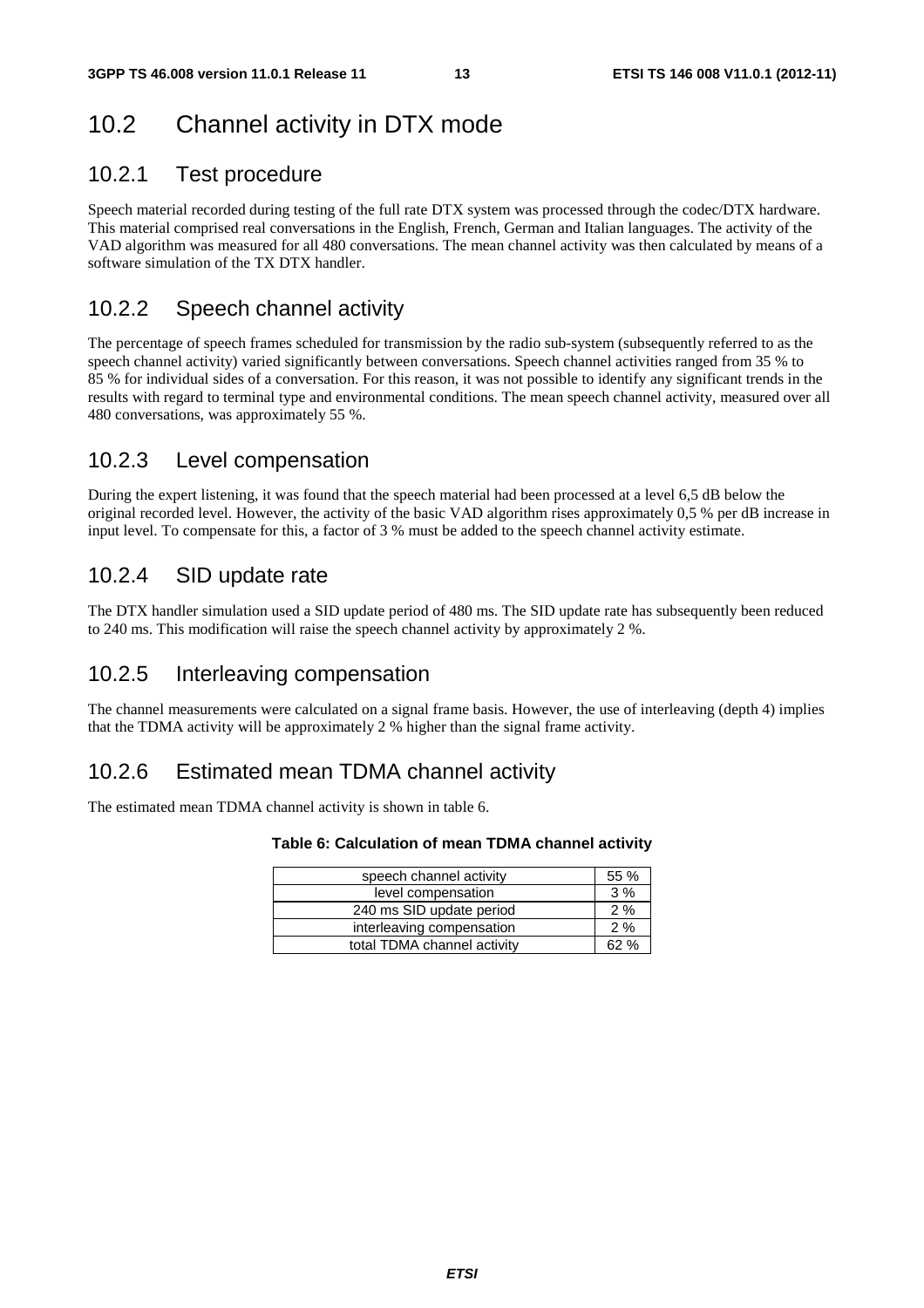## 10.2 Channel activity in DTX mode

### 10.2.1 Test procedure

Speech material recorded during testing of the full rate DTX system was processed through the codec/DTX hardware. This material comprised real conversations in the English, French, German and Italian languages. The activity of the VAD algorithm was measured for all 480 conversations. The mean channel activity was then calculated by means of a software simulation of the TX DTX handler.

### 10.2.2 Speech channel activity

The percentage of speech frames scheduled for transmission by the radio sub-system (subsequently referred to as the speech channel activity) varied significantly between conversations. Speech channel activities ranged from 35 % to 85 % for individual sides of a conversation. For this reason, it was not possible to identify any significant trends in the results with regard to terminal type and environmental conditions. The mean speech channel activity, measured over all 480 conversations, was approximately 55 %.

### 10.2.3 Level compensation

During the expert listening, it was found that the speech material had been processed at a level 6,5 dB below the original recorded level. However, the activity of the basic VAD algorithm rises approximately 0,5 % per dB increase in input level. To compensate for this, a factor of 3 % must be added to the speech channel activity estimate.

### 10.2.4 SID update rate

The DTX handler simulation used a SID update period of 480 ms. The SID update rate has subsequently been reduced to 240 ms. This modification will raise the speech channel activity by approximately 2 %.

### 10.2.5 Interleaving compensation

The channel measurements were calculated on a signal frame basis. However, the use of interleaving (depth 4) implies that the TDMA activity will be approximately 2 % higher than the signal frame activity.

### 10.2.6 Estimated mean TDMA channel activity

The estimated mean TDMA channel activity is shown in table 6.

**Table 6: Calculation of mean TDMA channel activity**

| | |
|---|---|
| speech channel activity | 55 % |
| level compensation | 3 % |
| 240 ms SID update period | 2 % |
| interleaving compensation | 2 % |
| total TDMA channel activity | 62 % |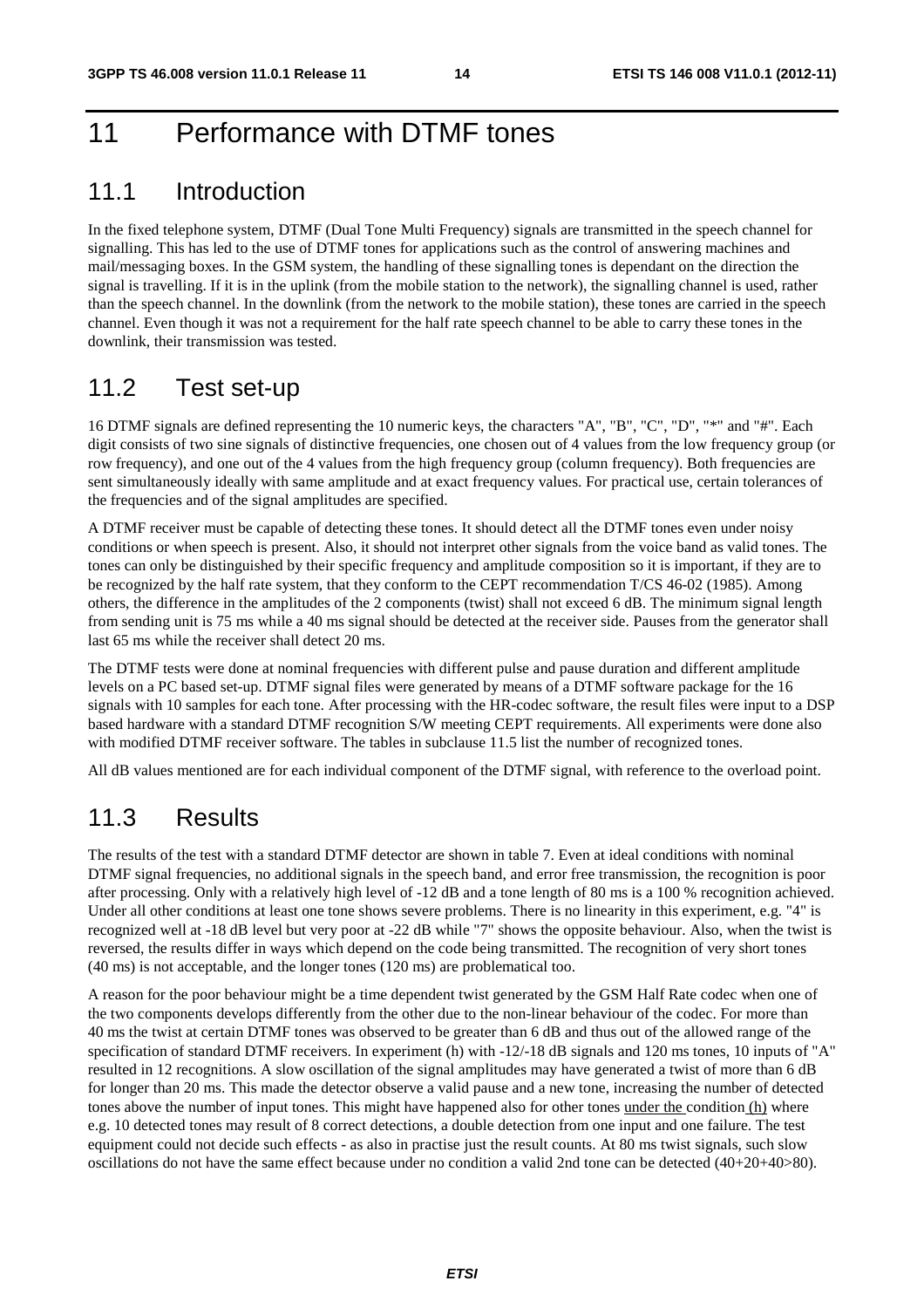# 11 Performance with DTMF tones

## 11.1 Introduction

In the fixed telephone system, DTMF (Dual Tone Multi Frequency) signals are transmitted in the speech channel for signalling. This has led to the use of DTMF tones for applications such as the control of answering machines and mail/messaging boxes. In the GSM system, the handling of these signalling tones is dependant on the direction the signal is travelling. If it is in the uplink (from the mobile station to the network), the signalling channel is used, rather than the speech channel. In the downlink (from the network to the mobile station), these tones are carried in the speech channel. Even though it was not a requirement for the half rate speech channel to be able to carry these tones in the downlink, their transmission was tested.

## 11.2 Test set-up

16 DTMF signals are defined representing the 10 numeric keys, the characters "A", "B", "C", "D", "*" and "#". Each digit consists of two sine signals of distinctive frequencies, one chosen out of 4 values from the low frequency group (or row frequency), and one out of the 4 values from the high frequency group (column frequency). Both frequencies are sent simultaneously ideally with same amplitude and at exact frequency values. For practical use, certain tolerances of the frequencies and of the signal amplitudes are specified.

A DTMF receiver must be capable of detecting these tones. It should detect all the DTMF tones even under noisy conditions or when speech is present. Also, it should not interpret other signals from the voice band as valid tones. The tones can only be distinguished by their specific frequency and amplitude composition so it is important, if they are to be recognized by the half rate system, that they conform to the CEPT recommendation T/CS 46-02 (1985). Among others, the difference in the amplitudes of the 2 components (twist) shall not exceed 6 dB. The minimum signal length from sending unit is 75 ms while a 40 ms signal should be detected at the receiver side. Pauses from the generator shall last 65 ms while the receiver shall detect 20 ms.

The DTMF tests were done at nominal frequencies with different pulse and pause duration and different amplitude levels on a PC based set-up. DTMF signal files were generated by means of a DTMF software package for the 16 signals with 10 samples for each tone. After processing with the HR-codec software, the result files were input to a DSP based hardware with a standard DTMF recognition S/W meeting CEPT requirements. All experiments were done also with modified DTMF receiver software. The tables in subclause 11.5 list the number of recognized tones.

All dB values mentioned are for each individual component of the DTMF signal, with reference to the overload point.

## 11.3 Results

The results of the test with a standard DTMF detector are shown in table 7. Even at ideal conditions with nominal DTMF signal frequencies, no additional signals in the speech band, and error free transmission, the recognition is poor after processing. Only with a relatively high level of -12 dB and a tone length of 80 ms is a 100 % recognition achieved. Under all other conditions at least one tone shows severe problems. There is no linearity in this experiment, e.g. "4" is recognized well at -18 dB level but very poor at -22 dB while "7" shows the opposite behaviour. Also, when the twist is reversed, the results differ in ways which depend on the code being transmitted. The recognition of very short tones (40 ms) is not acceptable, and the longer tones (120 ms) are problematical too.

A reason for the poor behaviour might be a time dependent twist generated by the GSM Half Rate codec when one of the two components develops differently from the other due to the non-linear behaviour of the codec. For more than 40 ms the twist at certain DTMF tones was observed to be greater than 6 dB and thus out of the allowed range of the specification of standard DTMF receivers. In experiment (h) with -12/-18 dB signals and 120 ms tones, 10 inputs of "A" resulted in 12 recognitions. A slow oscillation of the signal amplitudes may have generated a twist of more than 6 dB for longer than 20 ms. This made the detector observe a valid pause and a new tone, increasing the number of detected tones above the number of input tones. This might have happened also for other tones under the condition (h) where e.g. 10 detected tones may result of 8 correct detections, a double detection from one input and one failure. The test equipment could not decide such effects - as also in practise just the result counts. At 80 ms twist signals, such slow oscillations do not have the same effect because under no condition a valid 2nd tone can be detected (40+20+40>80).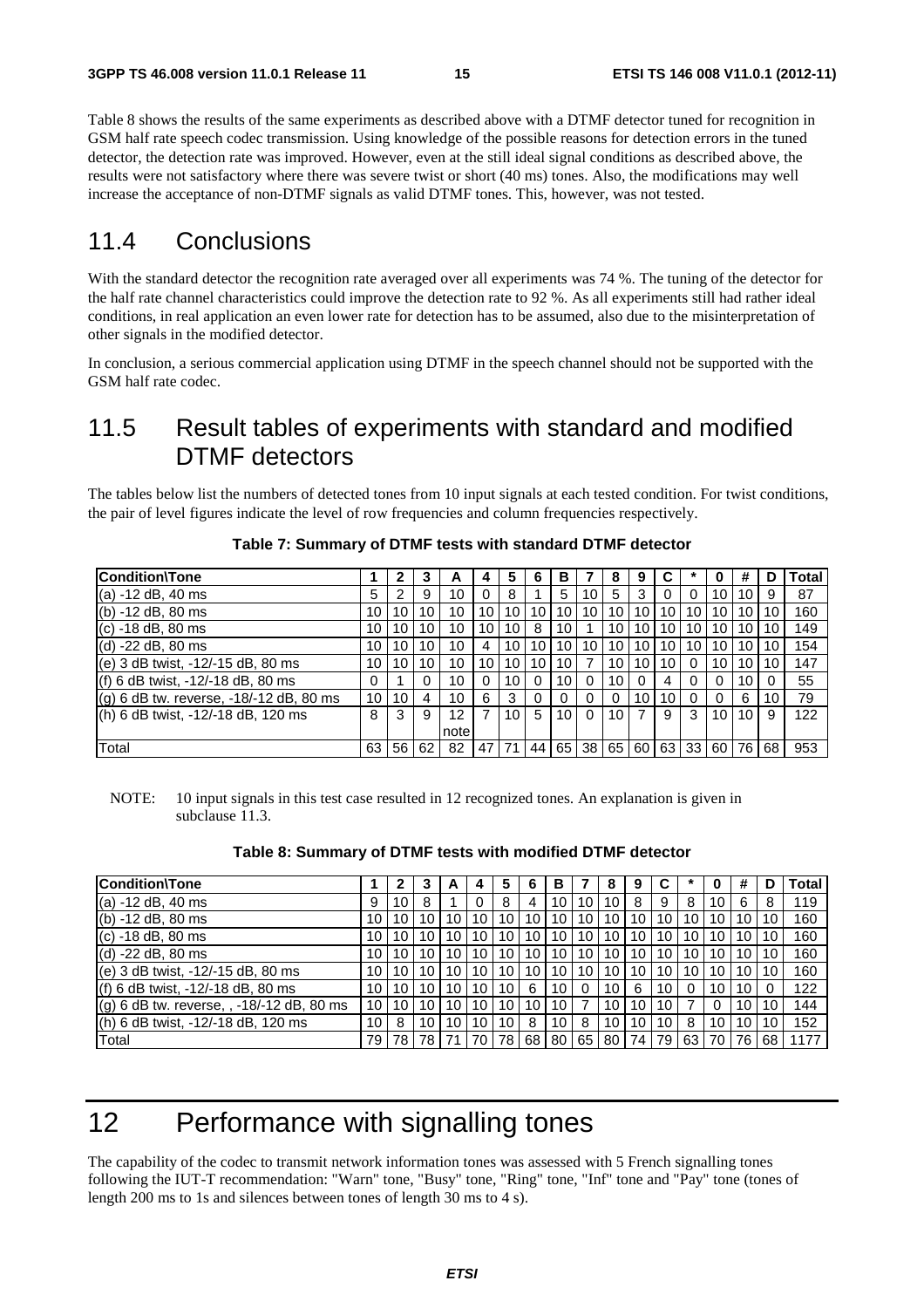Table 8 shows the results of the same experiments as described above with a DTMF detector tuned for recognition in GSM half rate speech codec transmission. Using knowledge of the possible reasons for detection errors in the tuned detector, the detection rate was improved. However, even at the still ideal signal conditions as described above, the results were not satisfactory where there was severe twist or short (40 ms) tones. Also, the modifications may well increase the acceptance of non-DTMF signals as valid DTMF tones. This, however, was not tested.

## 11.4 Conclusions

With the standard detector the recognition rate averaged over all experiments was 74 %. The tuning of the detector for the half rate channel characteristics could improve the detection rate to 92 %. As all experiments still had rather ideal conditions, in real application an even lower rate for detection has to be assumed, also due to the misinterpretation of other signals in the modified detector.

In conclusion, a serious commercial application using DTMF in the speech channel should not be supported with the GSM half rate codec.

## 11.5 Result tables of experiments with standard and modified DTMF detectors

The tables below list the numbers of detected tones from 10 input signals at each tested condition. For twist conditions, the pair of level figures indicate the level of row frequencies and column frequencies respectively.

**Table 7: Summary of DTMF tests with standard DTMF detector**

| Condition\Tone | 1 | 2 | 3 | A | 4 | 5 | 6 | B | 7 | 8 | 9 | C | * | 0 | # | D | Total |
|---|---|---|---|---|---|---|---|---|---|---|---|---|---|---|---|---|---|
| (a) -12 dB, 40 ms | 5 | 2 | 9 | 10 | 0 | 8 | 1 | 5 | 10 | 5 | 3 | 0 | 0 | 10 | 10 | 9 | 87 |
| (b) -12 dB, 80 ms | 10 | 10 | 10 | 10 | 10 | 10 | 10 | 10 | 10 | 10 | 10 | 10 | 10 | 10 | 10 | 10 | 160 |
| (c) -18 dB, 80 ms | 10 | 10 | 10 | 10 | 10 | 10 | 8 | 10 | 1 | 10 | 10 | 10 | 10 | 10 | 10 | 10 | 149 |
| (d) -22 dB, 80 ms | 10 | 10 | 10 | 10 | 4 | 10 | 10 | 10 | 10 | 10 | 10 | 10 | 10 | 10 | 10 | 10 | 154 |
| (e) 3 dB twist, -12/-15 dB, 80 ms | 10 | 10 | 10 | 10 | 10 | 10 | 10 | 10 | 7 | 10 | 10 | 10 | 0 | 10 | 10 | 10 | 147 |
| (f) 6 dB twist, -12/-18 dB, 80 ms | 0 | 1 | 0 | 10 | 0 | 10 | 0 | 10 | 0 | 10 | 0 | 4 | 0 | 0 | 10 | 0 | 55 |
| (g) 6 dB tw. reverse, -18/-12 dB, 80 ms | 10 | 10 | 4 | 10 | 6 | 3 | 0 | 0 | 0 | 0 | 10 | 10 | 0 | 0 | 6 | 10 | 79 |
| (h) 6 dB twist, -12/-18 dB, 120 ms | 8 | 3 | 9 | 12 note | 7 | 10 | 5 | 10 | 0 | 10 | 7 | 9 | 3 | 10 | 10 | 9 | 122 |
| Total | 63 | 56 | 62 | 82 | 47 | 71 | 44 | 65 | 38 | 65 | 60 | 63 | 33 | 60 | 76 | 68 | 953 |

NOTE: 10 input signals in this test case resulted in 12 recognized tones. An explanation is given in subclause 11.3.

**Table 8: Summary of DTMF tests with modified DTMF detector**

| Condition\Tone | 1 | 2 | 3 | A | 4 | 5 | 6 | B | 7 | 8 | 9 | C | * | 0 | # | D | Total |
|---|---|---|---|---|---|---|---|---|---|---|---|---|---|---|---|---|---|
| (a) -12 dB, 40 ms | 9 | 10 | 8 | 1 | 0 | 8 | 4 | 10 | 10 | 10 | 8 | 9 | 8 | 10 | 6 | 8 | 119 |
| (b) -12 dB, 80 ms | 10 | 10 | 10 | 10 | 10 | 10 | 10 | 10 | 10 | 10 | 10 | 10 | 10 | 10 | 10 | 10 | 160 |
| (c) -18 dB, 80 ms | 10 | 10 | 10 | 10 | 10 | 10 | 10 | 10 | 10 | 10 | 10 | 10 | 10 | 10 | 10 | 10 | 160 |
| (d) -22 dB, 80 ms | 10 | 10 | 10 | 10 | 10 | 10 | 10 | 10 | 10 | 10 | 10 | 10 | 10 | 10 | 10 | 10 | 160 |
| (e) 3 dB twist, -12/-15 dB, 80 ms | 10 | 10 | 10 | 10 | 10 | 10 | 10 | 10 | 10 | 10 | 10 | 10 | 10 | 10 | 10 | 10 | 160 |
| (f) 6 dB twist, -12/-18 dB, 80 ms | 10 | 10 | 10 | 10 | 10 | 10 | 6 | 10 | 0 | 10 | 6 | 10 | 0 | 10 | 10 | 0 | 122 |
| (g) 6 dB tw. reverse, , -18/-12 dB, 80 ms | 10 | 10 | 10 | 10 | 10 | 10 | 10 | 10 | 7 | 10 | 10 | 10 | 7 | 0 | 10 | 10 | 144 |
| (h) 6 dB twist, -12/-18 dB, 120 ms | 10 | 8 | 10 | 10 | 10 | 10 | 8 | 10 | 8 | 10 | 10 | 10 | 8 | 10 | 10 | 10 | 152 |
| Total | 79 | 78 | 78 | 71 | 70 | 78 | 68 | 80 | 65 | 80 | 74 | 79 | 63 | 70 | 76 | 68 | 1177 |

# 12 Performance with signalling tones

The capability of the codec to transmit network information tones was assessed with 5 French signalling tones following the IUT-T recommendation: "Warn" tone, "Busy" tone, "Ring" tone, "Inf" tone and "Pay" tone (tones of length 200 ms to 1s and silences between tones of length 30 ms to 4 s).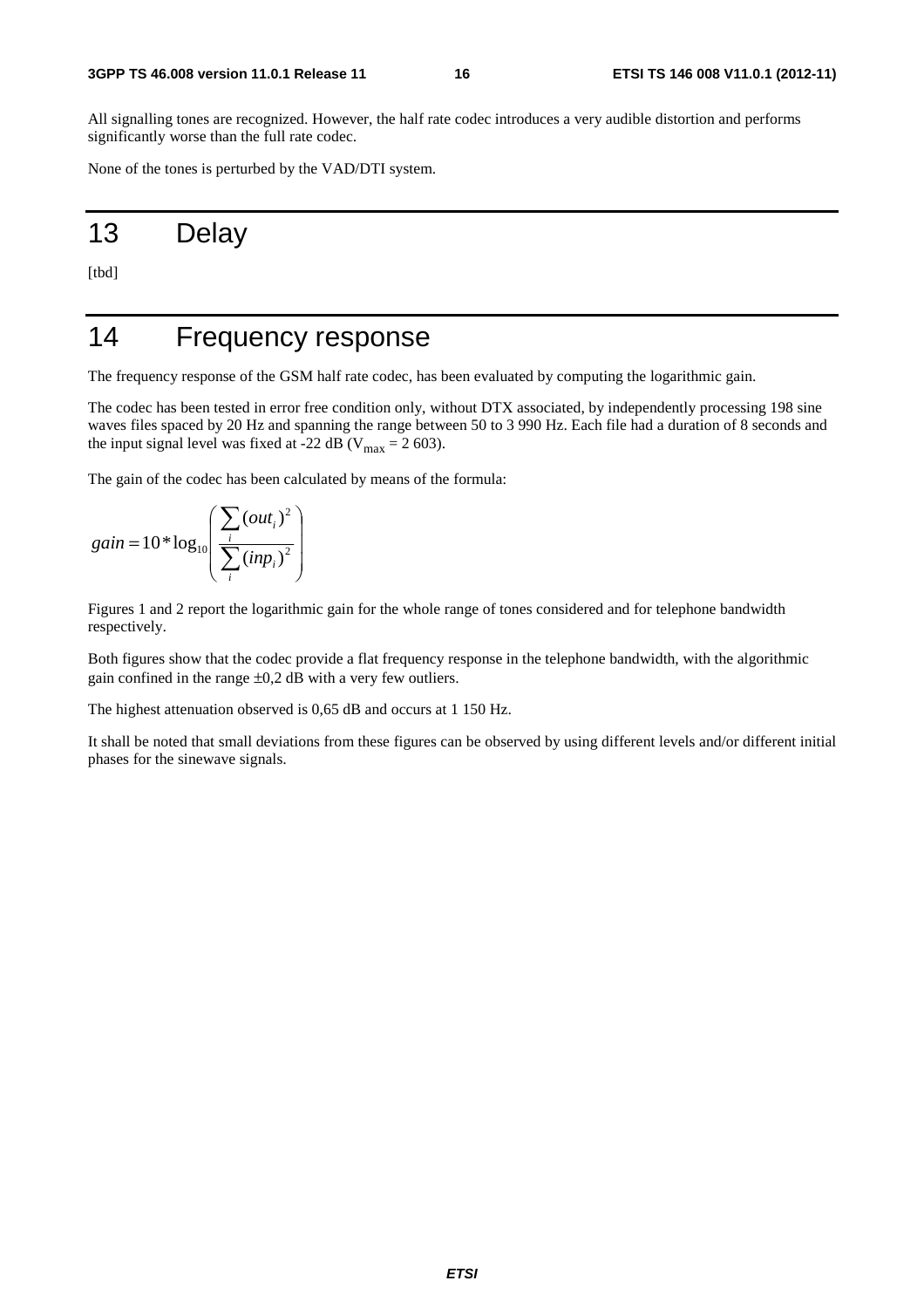All signalling tones are recognized. However, the half rate codec introduces a very audible distortion and performs significantly worse than the full rate codec.

None of the tones is perturbed by the VAD/DTI system.

# 13 Delay

[tbd]

# 14 Frequency response

The frequency response of the GSM half rate codec, has been evaluated by computing the logarithmic gain.

The codec has been tested in error free condition only, without DTX associated, by independently processing 198 sine waves files spaced by 20 Hz and spanning the range between 50 to 3 990 Hz. Each file had a duration of 8 seconds and the input signal level was fixed at -22 dB ($V_{max}$ = 2 603).

The gain of the codec has been calculated by means of the formula:

$$gain = 10 * \log_{10} \left( \frac{\sum_i (out_i)^2}{\sum_i (inp_i)^2} \right)$$

Figures 1 and 2 report the logarithmic gain for the whole range of tones considered and for telephone bandwidth respectively.

Both figures show that the codec provide a flat frequency response in the telephone bandwidth, with the algorithmic gain confined in the range ±0,2 dB with a very few outliers.

The highest attenuation observed is 0,65 dB and occurs at 1 150 Hz.

It shall be noted that small deviations from these figures can be observed by using different levels and/or different initial phases for the sinewave signals.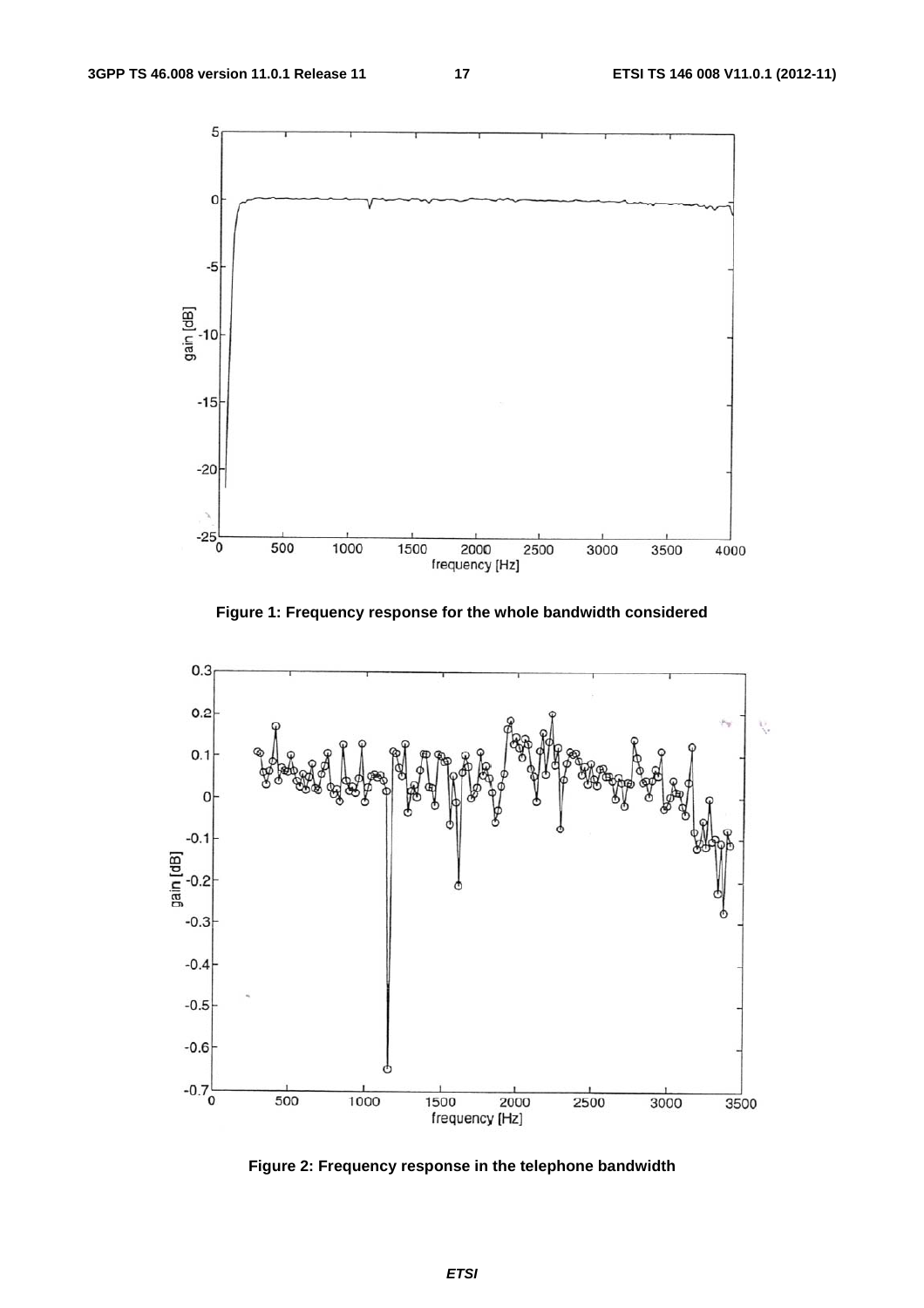Figure 1: Frequency response for the whole bandwidth considered

Figure 2: Frequency response in the telephone bandwidth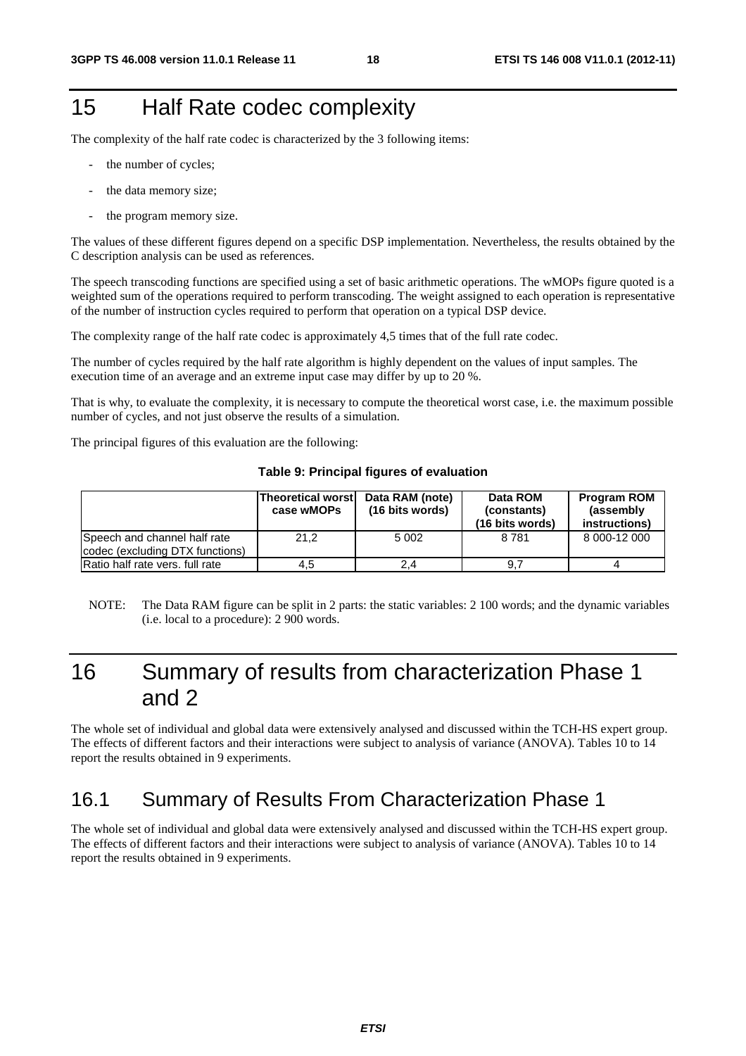# 15 Half Rate codec complexity

The complexity of the half rate codec is characterized by the 3 following items:

- the number of cycles;
- the data memory size;
- the program memory size.

The values of these different figures depend on a specific DSP implementation. Nevertheless, the results obtained by the C description analysis can be used as references.

The speech transcoding functions are specified using a set of basic arithmetic operations. The wMOPs figure quoted is a weighted sum of the operations required to perform transcoding. The weight assigned to each operation is representative of the number of instruction cycles required to perform that operation on a typical DSP device.

The complexity range of the half rate codec is approximately 4,5 times that of the full rate codec.

The number of cycles required by the half rate algorithm is highly dependent on the values of input samples. The execution time of an average and an extreme input case may differ by up to 20 %.

That is why, to evaluate the complexity, it is necessary to compute the theoretical worst case, i.e. the maximum possible number of cycles, and not just observe the results of a simulation.

The principal figures of this evaluation are the following:

**Table 9: Principal figures of evaluation**

| | Theoretical worst case wMOPs | Data RAM (note) (16 bits words) | Data ROM (constants) (16 bits words) | Program ROM (assembly instructions) |
|---|---|---|---|---|
| Speech and channel half rate codec (excluding DTX functions) | 21,2 | 5 002 | 8 781 | 8 000-12 000 |
| Ratio half rate vers. full rate | 4,5 | 2,4 | 9,7 | 4 |

NOTE: The Data RAM figure can be split in 2 parts: the static variables: 2 100 words; and the dynamic variables (i.e. local to a procedure): 2 900 words.

# 16 Summary of results from characterization Phase 1 and 2

The whole set of individual and global data were extensively analysed and discussed within the TCH-HS expert group. The effects of different factors and their interactions were subject to analysis of variance (ANOVA). Tables 10 to 14 report the results obtained in 9 experiments.

## 16.1 Summary of Results From Characterization Phase 1

The whole set of individual and global data were extensively analysed and discussed within the TCH-HS expert group. The effects of different factors and their interactions were subject to analysis of variance (ANOVA). Tables 10 to 14 report the results obtained in 9 experiments.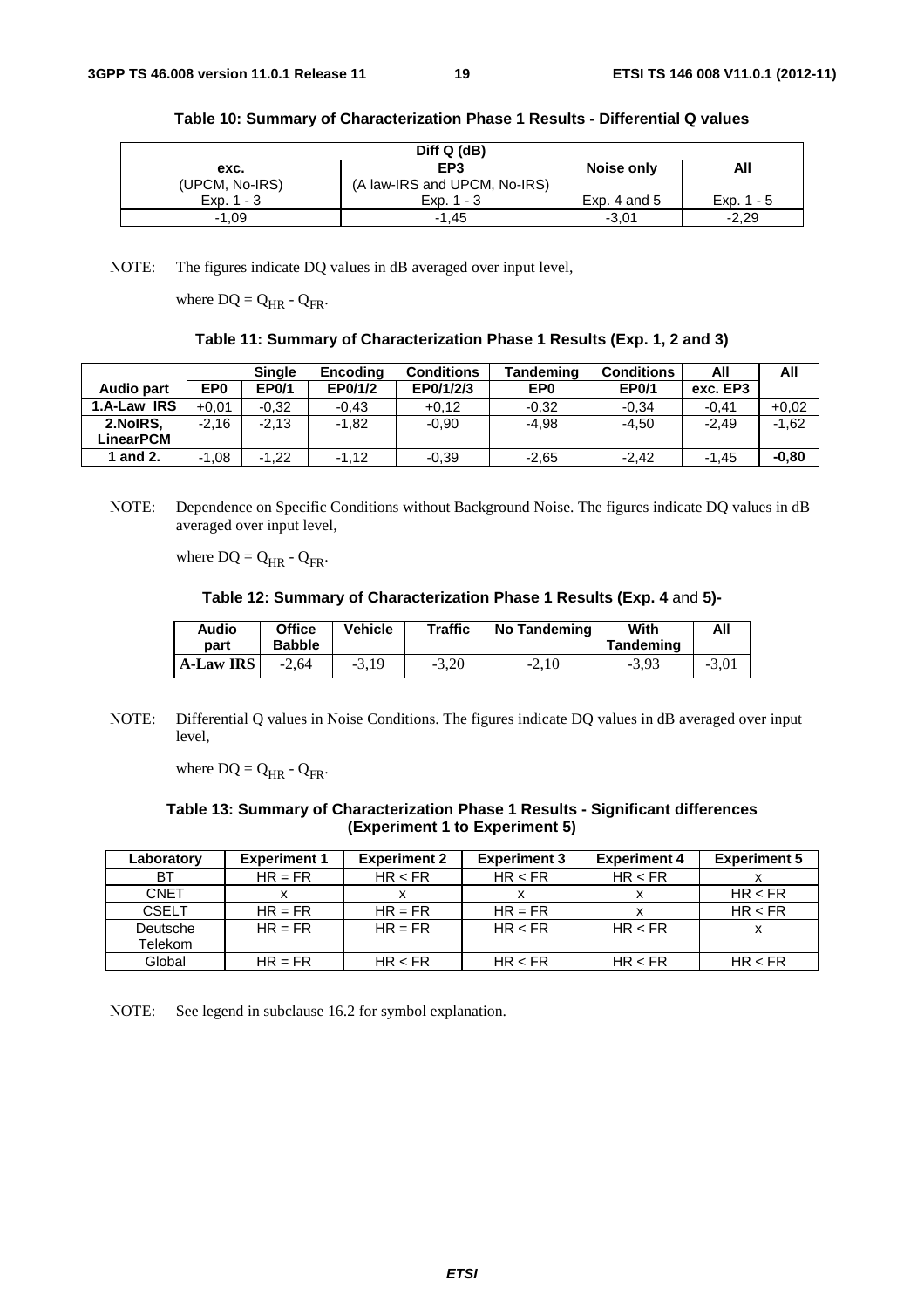**Table 10: Summary of Characterization Phase 1 Results - Differential Q values**

| Diff Q (dB) | | | |
|---|---|---|---|
| exc. (UPCM, No-IRS) Exp. 1 - 3 | EP3 (A law-IRS and UPCM, No-IRS) Exp. 1 - 3 | Noise only Exp. 4 and 5 | All Exp. 1 - 5 |
| -1,09 | -1,45 | -3,01 | -2,29 |

NOTE: The figures indicate DQ values in dB averaged over input level,

where $DQ = Q_{HR} - Q_{FR}$.

**Table 11: Summary of Characterization Phase 1 Results (Exp. 1, 2 and 3)**

| | | Single | Encoding | Conditions | Tandeming | Conditions | All | All |
|---|---|---|---|---|---|---|---|---|
| **Audio part** | **EP0** | **EP0/1** | **EP0/1/2** | **EP0/1/2/3** | **EP0** | **EP0/1** | **exc. EP3** | |
| **1.A-Law IRS** | +0,01 | -0,32 | -0,43 | +0,12 | -0,32 | -0,34 | -0,41 | +0,02 |
| **2.NoIRS, LinearPCM** | -2,16 | -2,13 | -1,82 | -0,90 | -4,98 | -4,50 | -2,49 | -1,62 |
| **1 and 2.** | -1,08 | -1,22 | -1,12 | -0,39 | -2,65 | -2,42 | -1,45 | **-0,80** |

NOTE: Dependence on Specific Conditions without Background Noise. The figures indicate DQ values in dB averaged over input level,

where $DQ = Q_{HR} - Q_{FR}$.

**Table 12: Summary of Characterization Phase 1 Results (Exp. 4 and 5)-**

| Audio part | Office Babble | Vehicle | Traffic | No Tandeming | With Tandeming | All |
|---|---|---|---|---|---|---|
| **A-Law IRS** | -2,64 | -3,19 | -3,20 | -2,10 | -3,93 | -3,01 |

NOTE: Differential Q values in Noise Conditions. The figures indicate DQ values in dB averaged over input level,

where $DQ = Q_{HR} - Q_{FR}$.

**Table 13: Summary of Characterization Phase 1 Results - Significant differences (Experiment 1 to Experiment 5)**

| Laboratory | Experiment 1 | Experiment 2 | Experiment 3 | Experiment 4 | Experiment 5 |
|---|---|---|---|---|---|
| BT | HR = FR | HR < FR | HR < FR | HR < FR | x |
| CNET | x | x | x | x | HR < FR |
| CSELT | HR = FR | HR = FR | HR = FR | x | HR < FR |
| Deutsche Telekom | HR = FR | HR = FR | HR < FR | HR < FR | x |
| Global | HR = FR | HR < FR | HR < FR | HR < FR | HR < FR |

NOTE: See legend in subclause 16.2 for symbol explanation.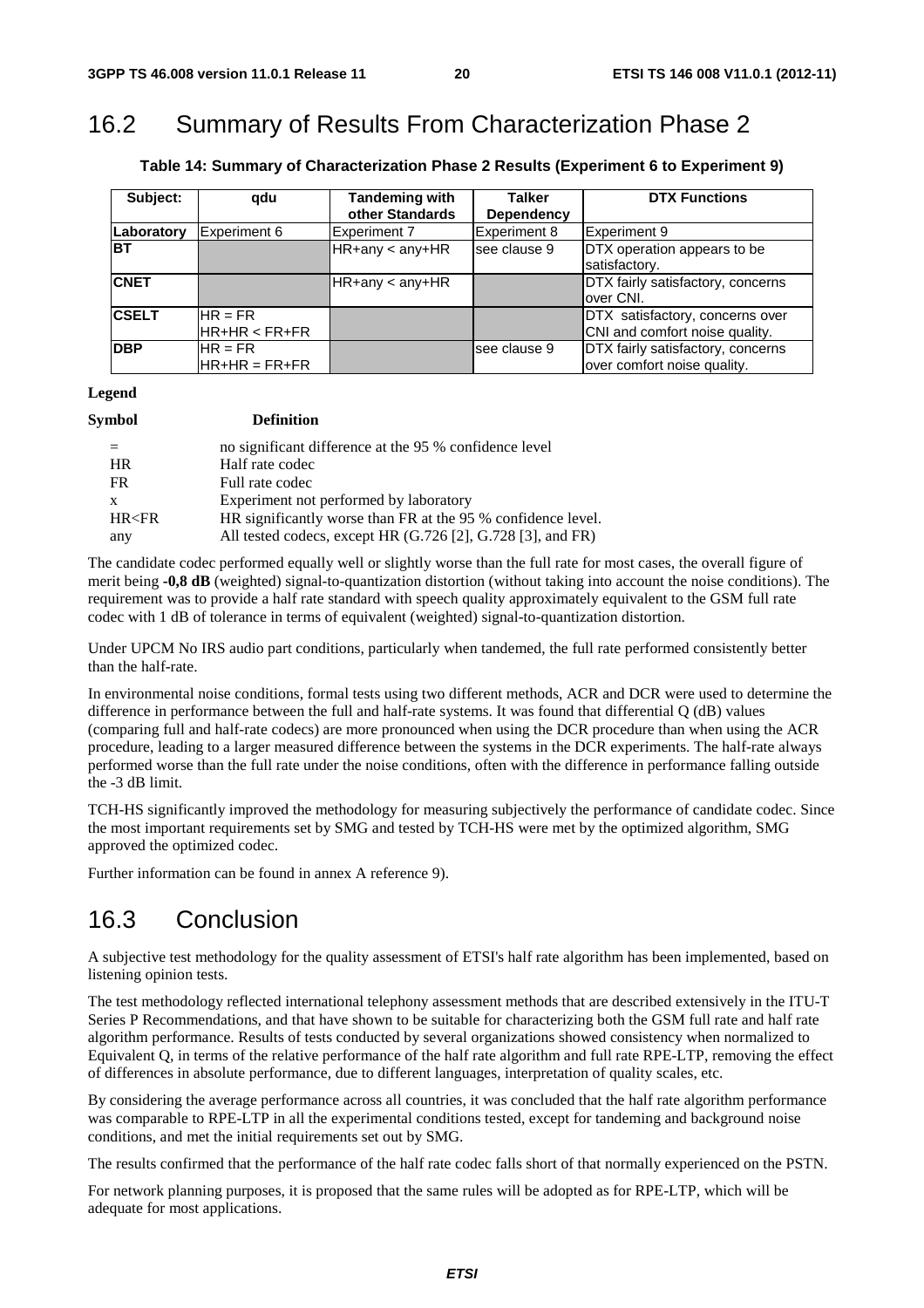## 16.2 Summary of Results From Characterization Phase 2

**Table 14: Summary of Characterization Phase 2 Results (Experiment 6 to Experiment 9)**

| Subject: | qdu | Tandeming with other Standards | Talker Dependency | DTX Functions |
|---|---|---|---|---|
| **Laboratory** | Experiment 6 | Experiment 7 | Experiment 8 | Experiment 9 |
| **BT** | | HR+any < any+HR | see clause 9 | DTX operation appears to be satisfactory. |
| **CNET** | | HR+any < any+HR | | DTX fairly satisfactory, concerns over CNI. |
| **CSELT** | HR = FR<br>HR+HR < FR+FR | | | DTX satisfactory, concerns over CNI and comfort noise quality. |
| **DBP** | HR = FR<br>HR+HR = FR+FR | | see clause 9 | DTX fairly satisfactory, concerns over comfort noise quality. |

**Legend**

| **Symbol** | **Definition** |
|---|---|
| = | no significant difference at the 95 % confidence level |
| HR | Half rate codec |
| FR | Full rate codec |
| x | Experiment not performed by laboratory |
| HR<FR | HR significantly worse than FR at the 95 % confidence level. |
| any | All tested codecs, except HR (G.726 [2], G.728 [3], and FR) |

The candidate codec performed equally well or slightly worse than the full rate for most cases, the overall figure of merit being **-0,8 dB** (weighted) signal-to-quantization distortion (without taking into account the noise conditions). The requirement was to provide a half rate standard with speech quality approximately equivalent to the GSM full rate codec with 1 dB of tolerance in terms of equivalent (weighted) signal-to-quantization distortion.

Under UPCM No IRS audio part conditions, particularly when tandemed, the full rate performed consistently better than the half-rate.

In environmental noise conditions, formal tests using two different methods, ACR and DCR were used to determine the difference in performance between the full and half-rate systems. It was found that differential Q (dB) values (comparing full and half-rate codecs) are more pronounced when using the DCR procedure than when using the ACR procedure, leading to a larger measured difference between the systems in the DCR experiments. The half-rate always performed worse than the full rate under the noise conditions, often with the difference in performance falling outside the -3 dB limit.

TCH-HS significantly improved the methodology for measuring subjectively the performance of candidate codec. Since the most important requirements set by SMG and tested by TCH-HS were met by the optimized algorithm, SMG approved the optimized codec.

Further information can be found in annex A reference 9).

## 16.3 Conclusion

A subjective test methodology for the quality assessment of ETSI's half rate algorithm has been implemented, based on listening opinion tests.

The test methodology reflected international telephony assessment methods that are described extensively in the ITU-T Series P Recommendations, and that have shown to be suitable for characterizing both the GSM full rate and half rate algorithm performance. Results of tests conducted by several organizations showed consistency when normalized to Equivalent Q, in terms of the relative performance of the half rate algorithm and full rate RPE-LTP, removing the effect of differences in absolute performance, due to different languages, interpretation of quality scales, etc.

By considering the average performance across all countries, it was concluded that the half rate algorithm performance was comparable to RPE-LTP in all the experimental conditions tested, except for tandeming and background noise conditions, and met the initial requirements set out by SMG.

The results confirmed that the performance of the half rate codec falls short of that normally experienced on the PSTN.

For network planning purposes, it is proposed that the same rules will be adopted as for RPE-LTP, which will be adequate for most applications.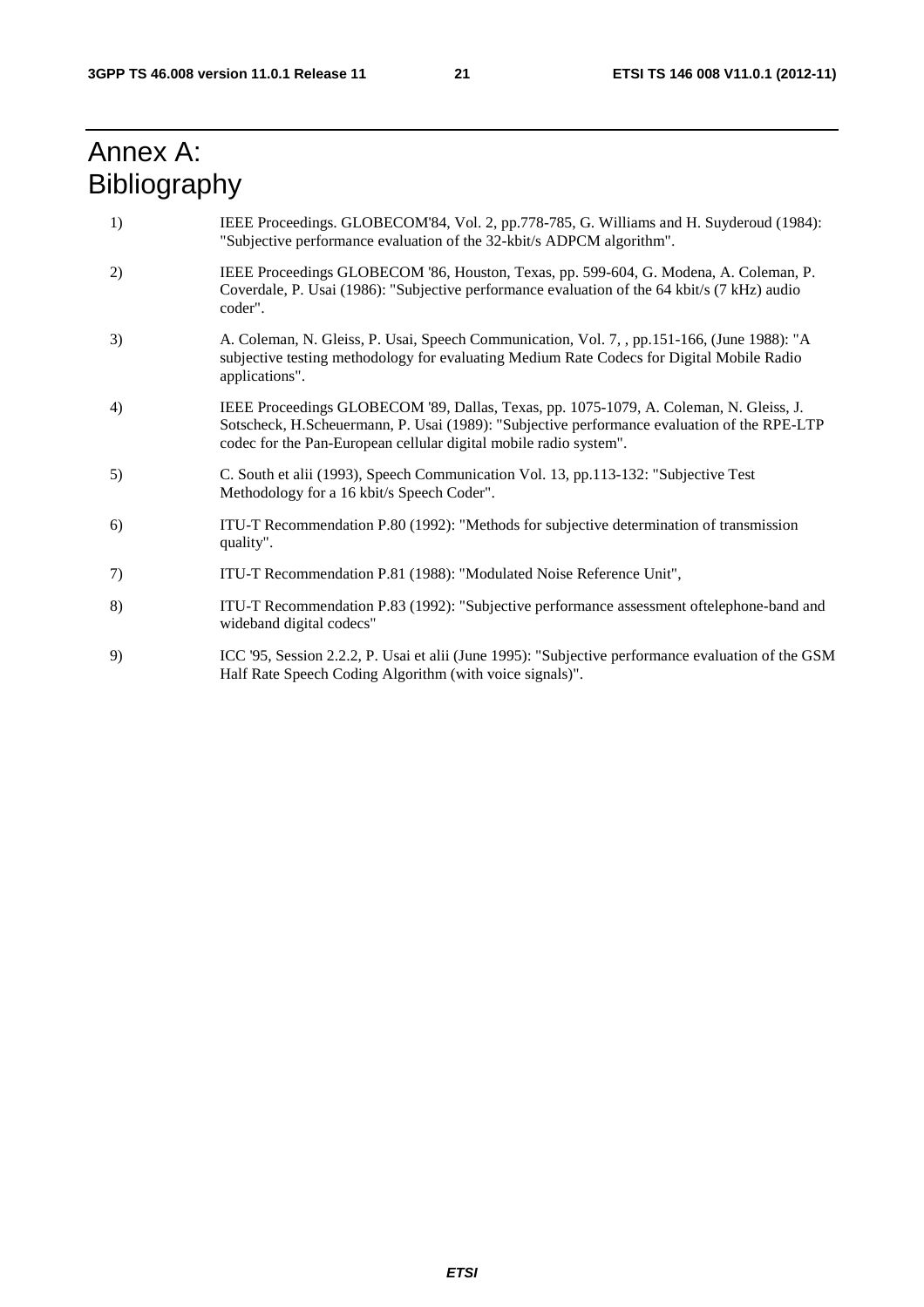# Annex A: Bibliography

1) IEEE Proceedings. GLOBECOM'84, Vol. 2, pp.778-785, G. Williams and H. Suyderoud (1984): "Subjective performance evaluation of the 32-kbit/s ADPCM algorithm".

2) IEEE Proceedings GLOBECOM '86, Houston, Texas, pp. 599-604, G. Modena, A. Coleman, P. Coverdale, P. Usai (1986): "Subjective performance evaluation of the 64 kbit/s (7 kHz) audio coder".

3) A. Coleman, N. Gleiss, P. Usai, Speech Communication, Vol. 7, , pp.151-166, (June 1988): "A subjective testing methodology for evaluating Medium Rate Codecs for Digital Mobile Radio applications".

4) IEEE Proceedings GLOBECOM '89, Dallas, Texas, pp. 1075-1079, A. Coleman, N. Gleiss, J. Sotscheck, H.Scheuermann, P. Usai (1989): "Subjective performance evaluation of the RPE-LTP codec for the Pan-European cellular digital mobile radio system".

5) C. South et alii (1993), Speech Communication Vol. 13, pp.113-132: "Subjective Test Methodology for a 16 kbit/s Speech Coder".

6) ITU-T Recommendation P.80 (1992): "Methods for subjective determination of transmission quality".

7) ITU-T Recommendation P.81 (1988): "Modulated Noise Reference Unit",

8) ITU-T Recommendation P.83 (1992): "Subjective performance assessment oftelephone-band and wideband digital codecs"

9) ICC '95, Session 2.2.2, P. Usai et alii (June 1995): "Subjective performance evaluation of the GSM Half Rate Speech Coding Algorithm (with voice signals)".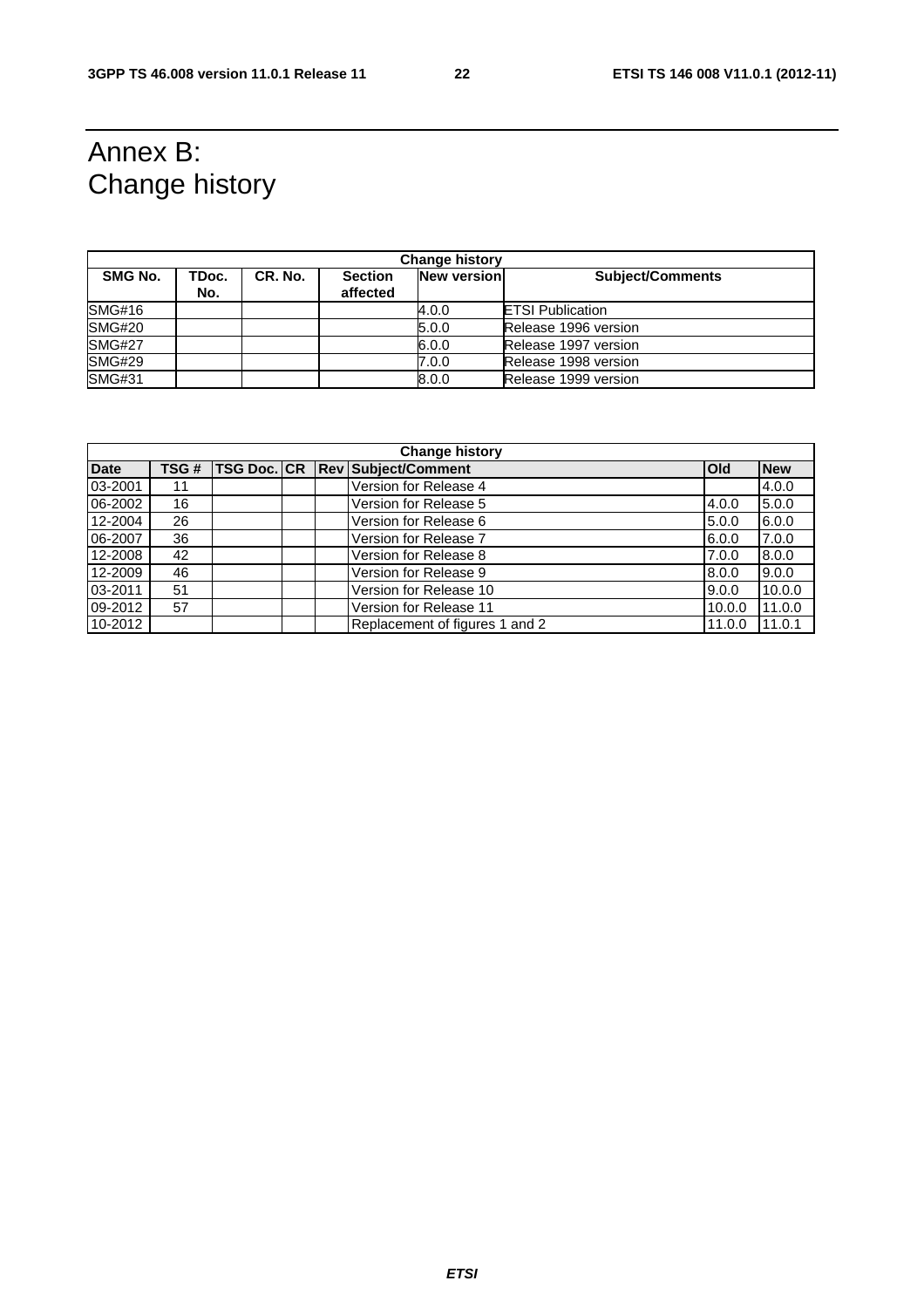# Annex B: Change history

| Change history | | | | | |
|---|---|---|---|---|---|
| **SMG No.** | **TDoc. No.** | **CR. No.** | **Section affected** | **New version** | **Subject/Comments** |
| SMG#16 | | | | 4.0.0 | ETSI Publication |
| SMG#20 | | | | 5.0.0 | Release 1996 version |
| SMG#27 | | | | 6.0.0 | Release 1997 version |
| SMG#29 | | | | 7.0.0 | Release 1998 version |
| SMG#31 | | | | 8.0.0 | Release 1999 version |

| Change history | | | | | | | |
|---|---|---|---|---|---|---|---|
| **Date** | **TSG #** | **TSG Doc.** | **CR** | **Rev** | **Subject/Comment** | **Old** | **New** |
| 03-2001 | 11 | | | | Version for Release 4 | | 4.0.0 |
| 06-2002 | 16 | | | | Version for Release 5 | 4.0.0 | 5.0.0 |
| 12-2004 | 26 | | | | Version for Release 6 | 5.0.0 | 6.0.0 |
| 06-2007 | 36 | | | | Version for Release 7 | 6.0.0 | 7.0.0 |
| 12-2008 | 42 | | | | Version for Release 8 | 7.0.0 | 8.0.0 |
| 12-2009 | 46 | | | | Version for Release 9 | 8.0.0 | 9.0.0 |
| 03-2011 | 51 | | | | Version for Release 10 | 9.0.0 | 10.0.0 |
| 09-2012 | 57 | | | | Version for Release 11 | 10.0.0 | 11.0.0 |
| 10-2012 | | | | | Replacement of figures 1 and 2 | 11.0.0 | 11.0.1 |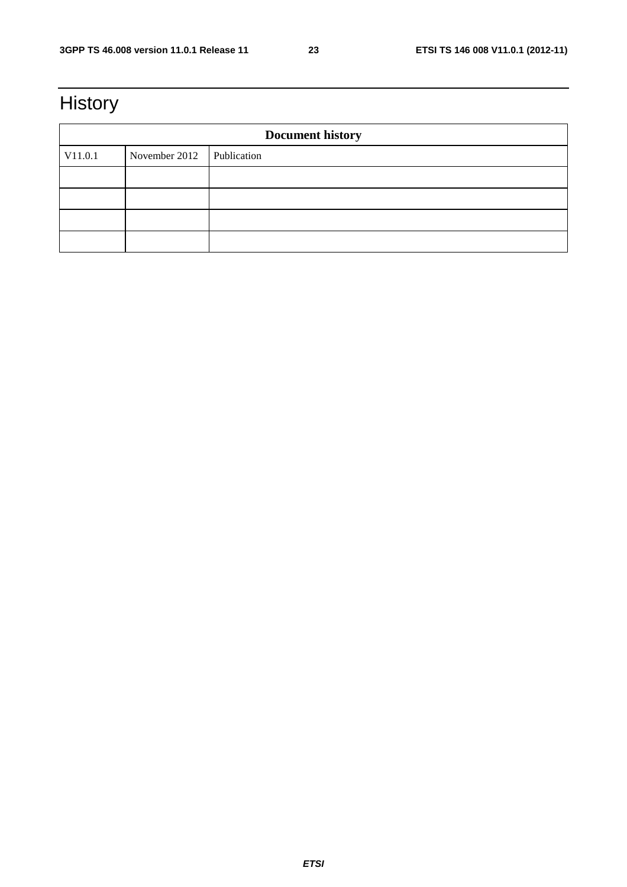# History

| Document history | | |
|---|---|---|
| V11.0.1 | November 2012 | Publication |
| | | |
| | | |
| | | |
| | | |